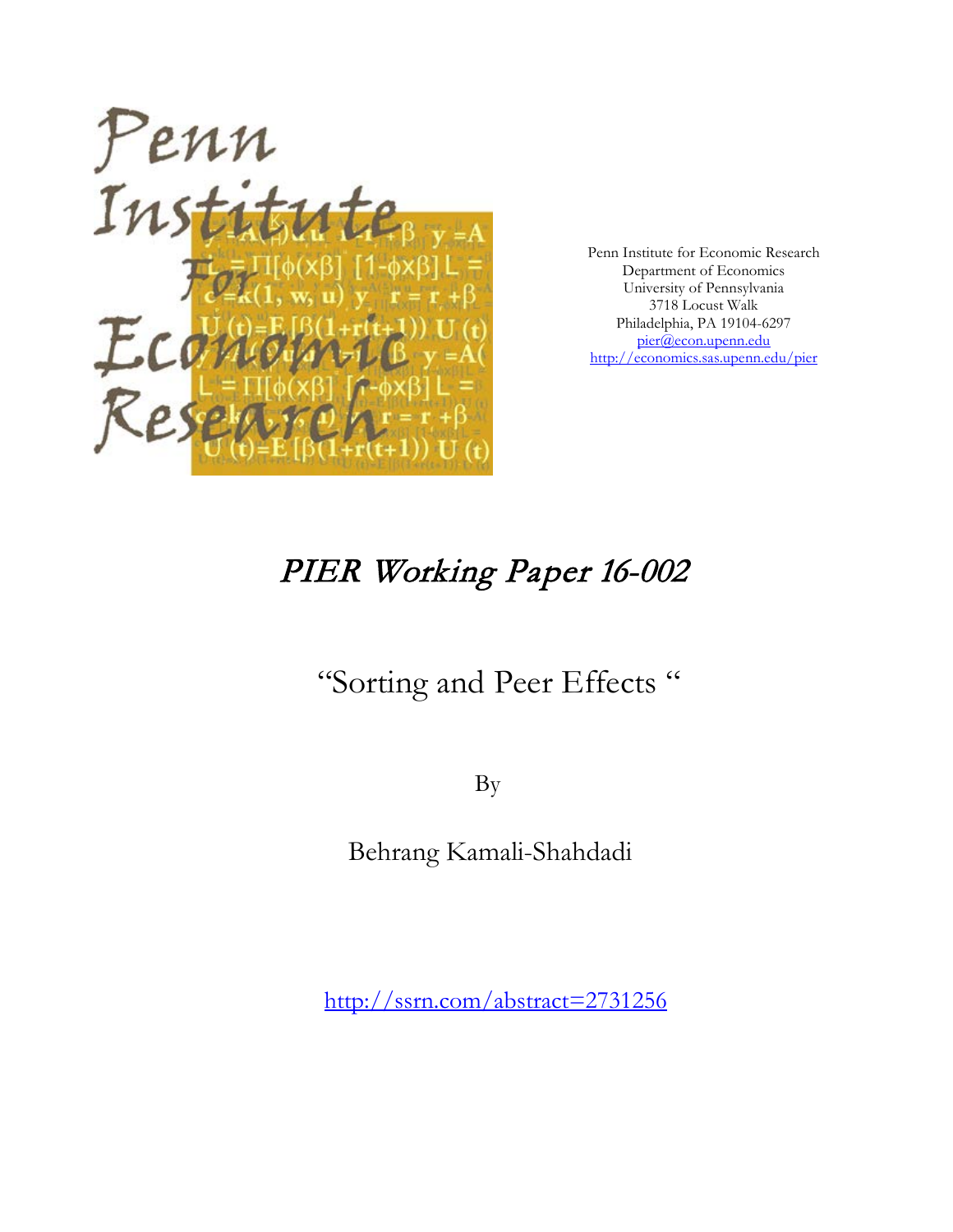Penn Institute for Economic Research
Department of Economics
University of Pennsylvania
3718 Locust Walk
Philadelphia, PA 19104-6297
pier@econ.upenn.edu
http://economics.sas.upenn.edu/pier

# *PIER Working Paper 16-002*

## "Sorting and Peer Effects "

By

Behrang Kamali-Shahdadi

http://ssrn.com/abstract=2731256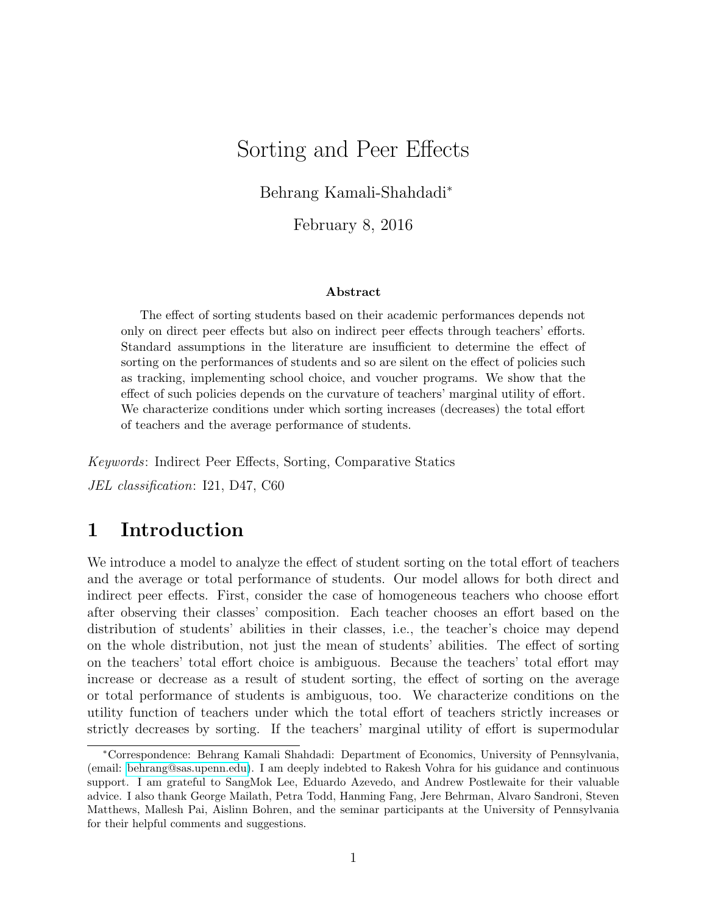# Sorting and Peer Effects

Behrang Kamali-Shahdadi[*]

February 8, 2016

**Abstract**

The effect of sorting students based on their academic performances depends not only on direct peer effects but also on indirect peer effects through teachers' efforts. Standard assumptions in the literature are insufficient to determine the effect of sorting on the performances of students and so are silent on the effect of policies such as tracking, implementing school choice, and voucher programs. We show that the effect of such policies depends on the curvature of teachers' marginal utility of effort. We characterize conditions under which sorting increases (decreases) the total effort of teachers and the average performance of students.

*Keywords*: Indirect Peer Effects, Sorting, Comparative Statics

*JEL classification*: I21, D47, C60

## 1 Introduction

We introduce a model to analyze the effect of student sorting on the total effort of teachers and the average or total performance of students. Our model allows for both direct and indirect peer effects. First, consider the case of homogeneous teachers who choose effort after observing their classes' composition. Each teacher chooses an effort based on the distribution of students' abilities in their classes, i.e., the teacher's choice may depend on the whole distribution, not just the mean of students' abilities. The effect of sorting on the teachers' total effort choice is ambiguous. Because the teachers' total effort may increase or decrease as a result of student sorting, the effect of sorting on the average or total performance of students is ambiguous, too. We characterize conditions on the utility function of teachers under which the total effort of teachers strictly increases or strictly decreases by sorting. If the teachers' marginal utility of effort is supermodular

[*]Correspondence: Behrang Kamali Shahdadi: Department of Economics, University of Pennsylvania, (email: behrang@sas.upenn.edu). I am deeply indebted to Rakesh Vohra for his guidance and continuous support. I am grateful to SangMok Lee, Eduardo Azevedo, and Andrew Postlewaite for their valuable advice. I also thank George Mailath, Petra Todd, Hanming Fang, Jere Behrman, Alvaro Sandroni, Steven Matthews, Mallesh Pai, Aislinn Bohren, and the seminar participants at the University of Pennsylvania for their helpful comments and suggestions.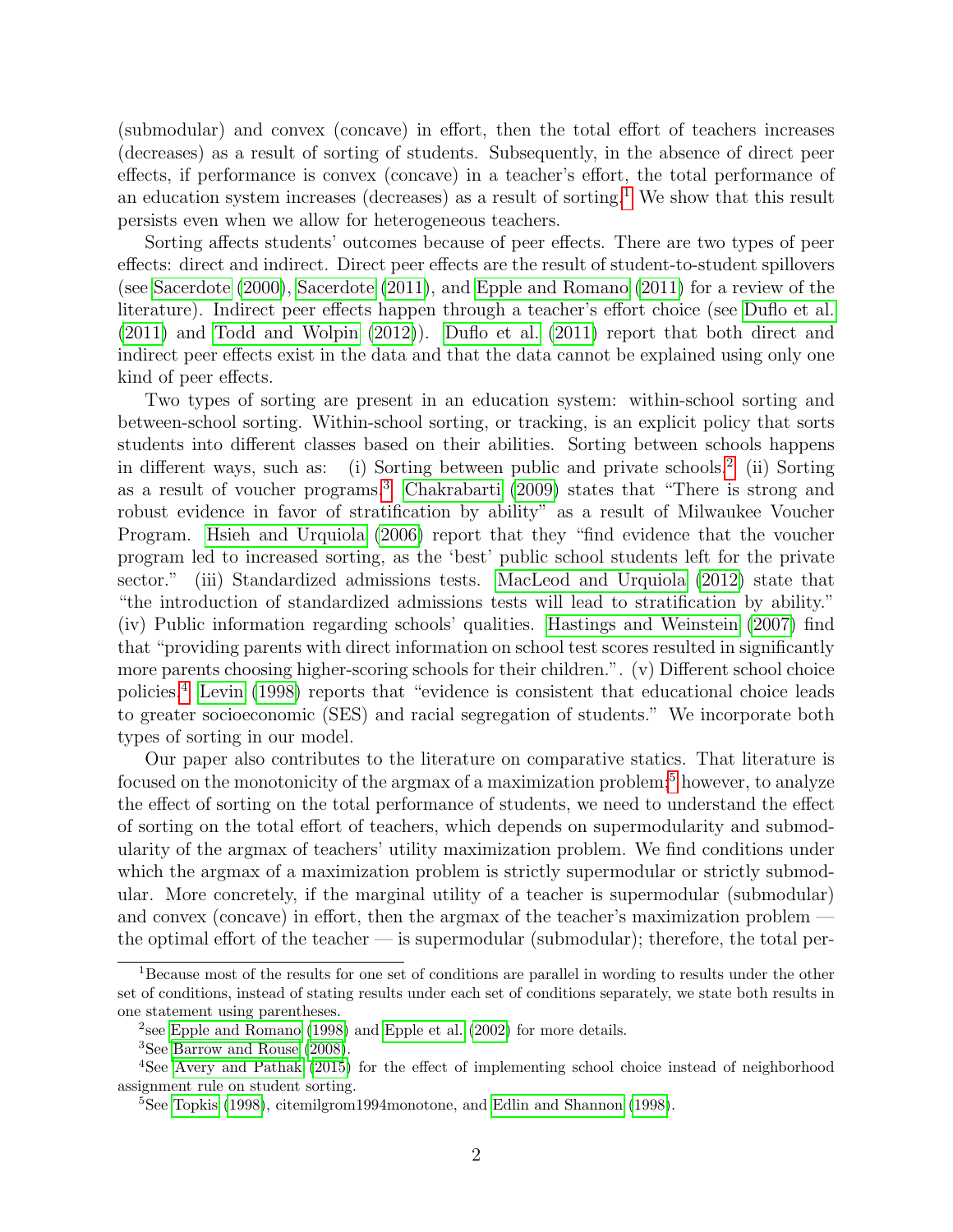(submodular) and convex (concave) in effort, then the total effort of teachers increases (decreases) as a result of sorting of students. Subsequently, in the absence of direct peer effects, if performance is convex (concave) in a teacher's effort, the total performance of an education system increases (decreases) as a result of sorting.[1] We show that this result persists even when we allow for heterogeneous teachers.

Sorting affects students' outcomes because of peer effects. There are two types of peer effects: direct and indirect. Direct peer effects are the result of student-to-student spillovers (see Sacerdote (2000), Sacerdote (2011), and Epple and Romano (2011) for a review of the literature). Indirect peer effects happen through a teacher's effort choice (see Duflo et al. (2011) and Todd and Wolpin (2012)). Duflo et al. (2011) report that both direct and indirect peer effects exist in the data and that the data cannot be explained using only one kind of peer effects.

Two types of sorting are present in an education system: within-school sorting and between-school sorting. Within-school sorting, or tracking, is an explicit policy that sorts students into different classes based on their abilities. Sorting between schools happens in different ways, such as: (i) Sorting between public and private schools.[2] (ii) Sorting as a result of voucher programs.[3] Chakrabarti (2009) states that "There is strong and robust evidence in favor of stratification by ability" as a result of Milwaukee Voucher Program. Hsieh and Urquiola (2006) report that they "find evidence that the voucher program led to increased sorting, as the 'best' public school students left for the private sector." (iii) Standardized admissions tests. MacLeod and Urquiola (2012) state that "the introduction of standardized admissions tests will lead to stratification by ability." (iv) Public information regarding schools' qualities. Hastings and Weinstein (2007) find that "providing parents with direct information on school test scores resulted in significantly more parents choosing higher-scoring schools for their children.". (v) Different school choice policies.[4] Levin (1998) reports that "evidence is consistent that educational choice leads to greater socioeconomic (SES) and racial segregation of students." We incorporate both types of sorting in our model.

Our paper also contributes to the literature on comparative statics. That literature is focused on the monotonicity of the argmax of a maximization problem;[5] however, to analyze the effect of sorting on the total performance of students, we need to understand the effect of sorting on the total effort of teachers, which depends on supermodularity and submodularity of the argmax of teachers' utility maximization problem. We find conditions under which the argmax of a maximization problem is strictly supermodular or strictly submodular. More concretely, if the marginal utility of a teacher is supermodular (submodular) and convex (concave) in effort, then the argmax of the teacher's maximization problem — the optimal effort of the teacher — is supermodular (submodular); therefore, the total per-

---

[1] Because most of the results for one set of conditions are parallel in wording to results under the other set of conditions, instead of stating results under each set of conditions separately, we state both results in one statement using parentheses.

[2] see Epple and Romano (1998) and Epple et al. (2002) for more details.

[3] See Barrow and Rouse (2008).

[4] See Avery and Pathak (2015) for the effect of implementing school choice instead of neighborhood assignment rule on student sorting.

[5] See Topkis (1998), citemilgrom1994monotone, and Edlin and Shannon (1998).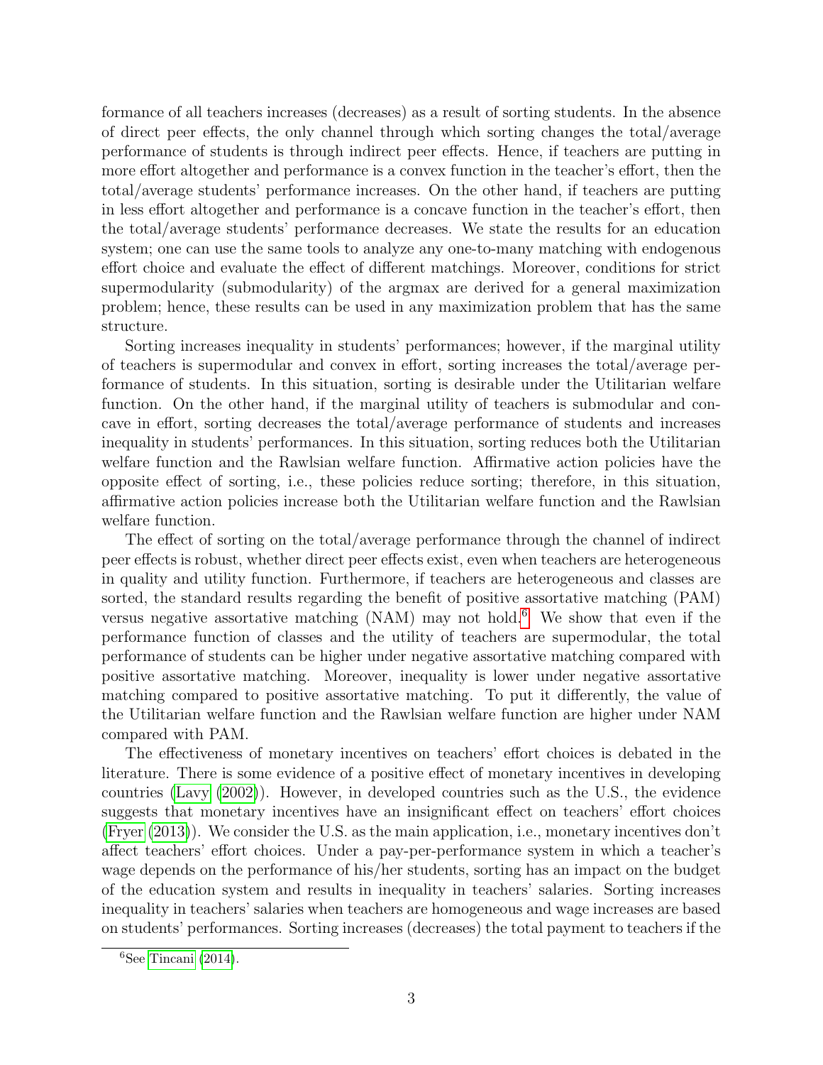formance of all teachers increases (decreases) as a result of sorting students. In the absence of direct peer effects, the only channel through which sorting changes the total/average performance of students is through indirect peer effects. Hence, if teachers are putting in more effort altogether and performance is a convex function in the teacher's effort, then the total/average students' performance increases. On the other hand, if teachers are putting in less effort altogether and performance is a concave function in the teacher's effort, then the total/average students' performance decreases. We state the results for an education system; one can use the same tools to analyze any one-to-many matching with endogenous effort choice and evaluate the effect of different matchings. Moreover, conditions for strict supermodularity (submodularity) of the argmax are derived for a general maximization problem; hence, these results can be used in any maximization problem that has the same structure.

Sorting increases inequality in students' performances; however, if the marginal utility of teachers is supermodular and convex in effort, sorting increases the total/average performance of students. In this situation, sorting is desirable under the Utilitarian welfare function. On the other hand, if the marginal utility of teachers is submodular and concave in effort, sorting decreases the total/average performance of students and increases inequality in students' performances. In this situation, sorting reduces both the Utilitarian welfare function and the Rawlsian welfare function. Affirmative action policies have the opposite effect of sorting, i.e., these policies reduce sorting; therefore, in this situation, affirmative action policies increase both the Utilitarian welfare function and the Rawlsian welfare function.

The effect of sorting on the total/average performance through the channel of indirect peer effects is robust, whether direct peer effects exist, even when teachers are heterogeneous in quality and utility function. Furthermore, if teachers are heterogeneous and classes are sorted, the standard results regarding the benefit of positive assortative matching (PAM) versus negative assortative matching (NAM) may not hold.[6] We show that even if the performance function of classes and the utility of teachers are supermodular, the total performance of students can be higher under negative assortative matching compared with positive assortative matching. Moreover, inequality is lower under negative assortative matching compared to positive assortative matching. To put it differently, the value of the Utilitarian welfare function and the Rawlsian welfare function are higher under NAM compared with PAM.

The effectiveness of monetary incentives on teachers' effort choices is debated in the literature. There is some evidence of a positive effect of monetary incentives in developing countries (Lavy (2002)). However, in developed countries such as the U.S., the evidence suggests that monetary incentives have an insignificant effect on teachers' effort choices (Fryer (2013)). We consider the U.S. as the main application, i.e., monetary incentives don't affect teachers' effort choices. Under a pay-per-performance system in which a teacher's wage depends on the performance of his/her students, sorting has an impact on the budget of the education system and results in inequality in teachers' salaries. Sorting increases inequality in teachers' salaries when teachers are homogeneous and wage increases are based on students' performances. Sorting increases (decreases) the total payment to teachers if the

[6] See Tincani (2014).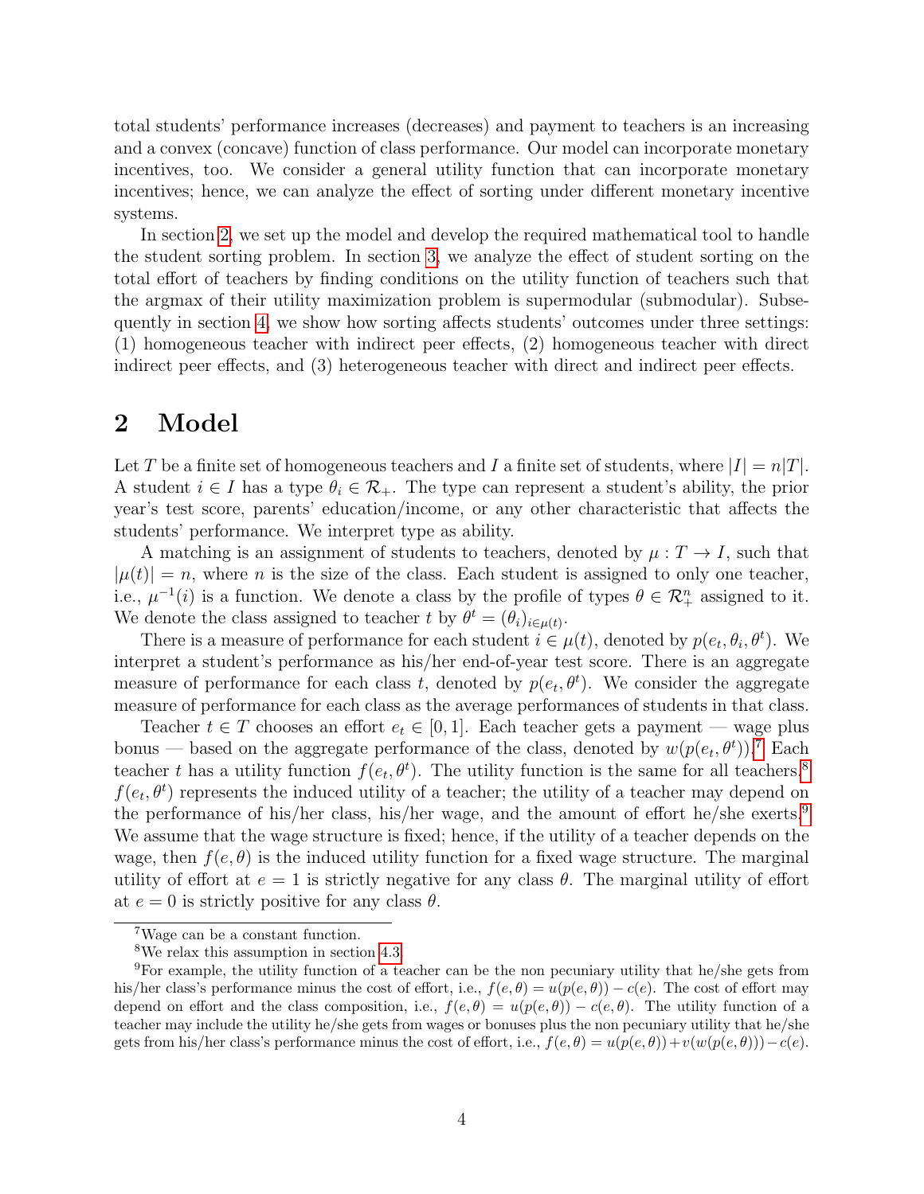total students' performance increases (decreases) and payment to teachers is an increasing and a convex (concave) function of class performance. Our model can incorporate monetary incentives, too. We consider a general utility function that can incorporate monetary incentives; hence, we can analyze the effect of sorting under different monetary incentive systems.

In section 2, we set up the model and develop the required mathematical tool to handle the student sorting problem. In section 3, we analyze the effect of student sorting on the total effort of teachers by finding conditions on the utility function of teachers such that the argmax of their utility maximization problem is supermodular (submodular). Subsequently in section 4, we show how sorting affects students' outcomes under three settings: (1) homogeneous teacher with indirect peer effects, (2) homogeneous teacher with direct indirect peer effects, and (3) heterogeneous teacher with direct and indirect peer effects.

## 2 Model

Let $T$ be a finite set of homogeneous teachers and $I$ a finite set of students, where $|I| = n|T|$. A student $i \in I$ has a type $\theta_i \in \mathcal{R}_+$. The type can represent a student's ability, the prior year's test score, parents' education/income, or any other characteristic that affects the students' performance. We interpret type as ability.

A matching is an assignment of students to teachers, denoted by $\mu : T \to I$, such that $|\mu(t)| = n$, where $n$ is the size of the class. Each student is assigned to only one teacher, i.e., $\mu^{-1}(i)$ is a function. We denote a class by the profile of types $\theta \in \mathcal{R}^n_+$ assigned to it. We denote the class assigned to teacher $t$ by $\theta^t = (\theta_i)_{i \in \mu(t)}$.

There is a measure of performance for each student $i \in \mu(t)$, denoted by $p(e_t, \theta_i, \theta^t)$. We interpret a student's performance as his/her end-of-year test score. There is an aggregate measure of performance for each class $t$, denoted by $p(e_t, \theta^t)$. We consider the aggregate measure of performance for each class as the average performances of students in that class.

Teacher $t \in T$ chooses an effort $e_t \in [0, 1]$. Each teacher gets a payment — wage plus bonus — based on the aggregate performance of the class, denoted by $w(p(e_t, \theta^t))$.[7] Each teacher $t$ has a utility function $f(e_t, \theta^t)$. The utility function is the same for all teachers.[8] $f(e_t, \theta^t)$ represents the induced utility of a teacher; the utility of a teacher may depend on the performance of his/her class, his/her wage, and the amount of effort he/she exerts.[9] We assume that the wage structure is fixed; hence, if the utility of a teacher depends on the wage, then $f(e, \theta)$ is the induced utility function for a fixed wage structure. The marginal utility of effort at $e = 1$ is strictly negative for any class $\theta$. The marginal utility of effort at $e = 0$ is strictly positive for any class $\theta$.

[7] Wage can be a constant function.

[8] We relax this assumption in section 4.3.

[9] For example, the utility function of a teacher can be the non pecuniary utility that he/she gets from his/her class's performance minus the cost of effort, i.e., $f(e, \theta) = u(p(e, \theta)) - c(e)$. The cost of effort may depend on effort and the class composition, i.e., $f(e, \theta) = u(p(e, \theta)) - c(e, \theta)$. The utility function of a teacher may include the utility he/she gets from wages or bonuses plus the non pecuniary utility that he/she gets from his/her class's performance minus the cost of effort, i.e., $f(e, \theta) = u(p(e, \theta)) + v(w(p(e, \theta))) - c(e)$.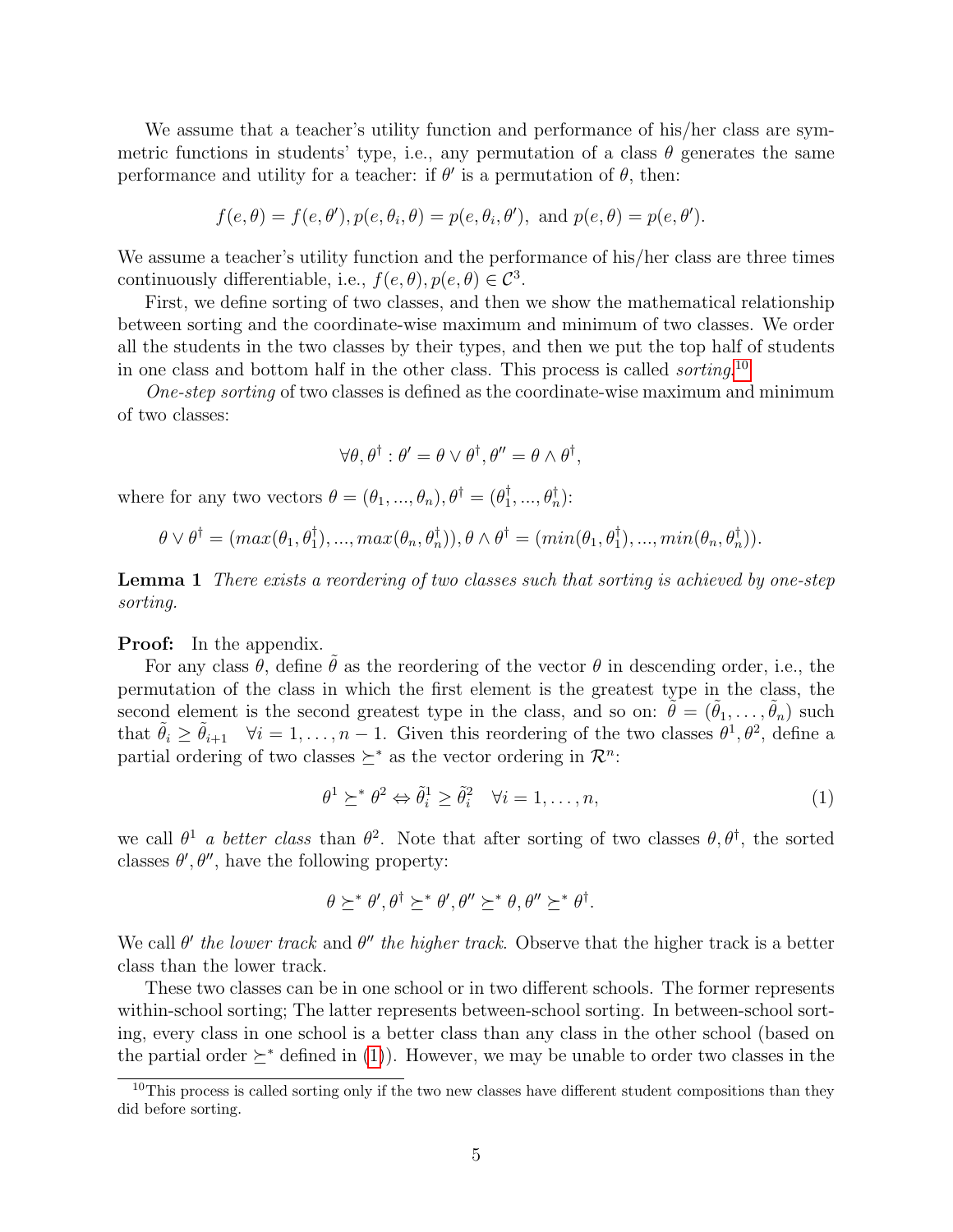We assume that a teacher's utility function and performance of his/her class are symmetric functions in students' type, i.e., any permutation of a class $\theta$ generates the same performance and utility for a teacher: if $\theta'$ is a permutation of $\theta$, then:

$$f(e, \theta) = f(e, \theta'), p(e, \theta_i, \theta) = p(e, \theta_i, \theta'), \text{ and } p(e, \theta) = p(e, \theta').$$

We assume a teacher's utility function and the performance of his/her class are three times continuously differentiable, i.e., $f(e, \theta), p(e, \theta) \in \mathcal{C}^3$.

First, we define sorting of two classes, and then we show the mathematical relationship between sorting and the coordinate-wise maximum and minimum of two classes. We order all the students in the two classes by their types, and then we put the top half of students in one class and bottom half in the other class. This process is called *sorting*.[10]

*One-step sorting* of two classes is defined as the coordinate-wise maximum and minimum of two classes:

$$\forall \theta, \theta^\dagger : \theta' = \theta \vee \theta^\dagger, \theta'' = \theta \wedge \theta^\dagger,$$

where for any two vectors $\theta = (\theta_1, ..., \theta_n), \theta^\dagger = (\theta_1^\dagger, ..., \theta_n^\dagger)$:

$$\theta \vee \theta^\dagger = (max(\theta_1, \theta_1^\dagger), ..., max(\theta_n, \theta_n^\dagger)), \theta \wedge \theta^\dagger = (min(\theta_1, \theta_1^\dagger), ..., min(\theta_n, \theta_n^\dagger)).$$

**Lemma 1** *There exists a reordering of two classes such that sorting is achieved by one-step sorting.*

**Proof:** In the appendix.

For any class $\theta$, define $\tilde{\theta}$ as the reordering of the vector $\theta$ in descending order, i.e., the permutation of the class in which the first element is the greatest type in the class, the second element is the second greatest type in the class, and so on: $\tilde{\theta} = (\tilde{\theta}_1, \dots, \tilde{\theta}_n)$ such that $\tilde{\theta}_i \geq \tilde{\theta}_{i+1} \quad \forall i = 1, \dots, n-1$. Given this reordering of the two classes $\theta^1, \theta^2$, define a partial ordering of two classes $\succeq^*$ as the vector ordering in $\mathcal{R}^n$:

$$\theta^1 \succeq^* \theta^2 \Leftrightarrow \tilde{\theta}_i^1 \geq \tilde{\theta}_i^2 \quad \forall i = 1, \dots, n, \tag{1}$$

we call $\theta^1$ *a better class* than $\theta^2$. Note that after sorting of two classes $\theta, \theta^\dagger$, the sorted classes $\theta', \theta''$, have the following property:

$$\theta \succeq^* \theta', \theta^\dagger \succeq^* \theta', \theta'' \succeq^* \theta, \theta'' \succeq^* \theta^\dagger.$$

We call $\theta'$ *the lower track* and $\theta''$ *the higher track*. Observe that the higher track is a better class than the lower track.

These two classes can be in one school or in two different schools. The former represents within-school sorting; The latter represents between-school sorting. In between-school sorting, every class in one school is a better class than any class in the other school (based on the partial order $\succeq^*$ defined in (1)). However, we may be unable to order two classes in the

[10] This process is called sorting only if the two new classes have different student compositions than they did before sorting.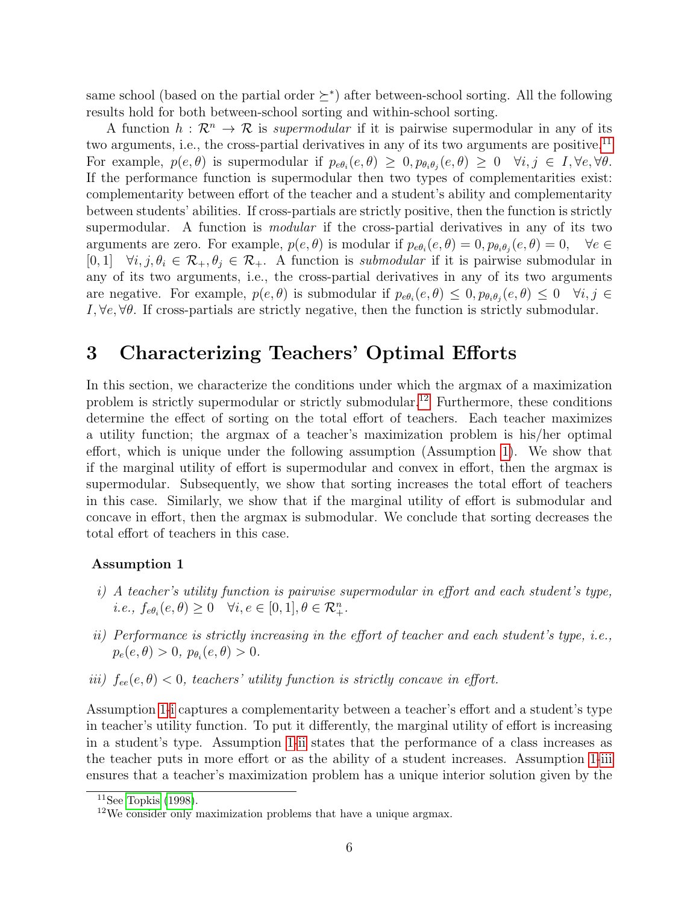same school (based on the partial order $\succeq^*$) after between-school sorting. All the following results hold for both between-school sorting and within-school sorting.

A function $h : \mathcal{R}^n \to \mathcal{R}$ is *supermodular* if it is pairwise supermodular in any of its two arguments, i.e., the cross-partial derivatives in any of its two arguments are positive.[11] For example, $p(e, \theta)$ is supermodular if $p_{e\theta_i}(e, \theta) \geq 0, p_{\theta_i\theta_j}(e, \theta) \geq 0 \quad \forall i, j \in I, \forall e, \forall \theta$. If the performance function is supermodular then two types of complementarities exist: complementarity between effort of the teacher and a student's ability and complementarity between students' abilities. If cross-partials are strictly positive, then the function is strictly supermodular. A function is *modular* if the cross-partial derivatives in any of its two arguments are zero. For example, $p(e, \theta)$ is modular if $p_{e\theta_i}(e, \theta) = 0, p_{\theta_i\theta_j}(e, \theta) = 0, \quad \forall e \in [0, 1] \quad \forall i, j, \theta_i \in \mathcal{R}_+, \theta_j \in \mathcal{R}_+$. A function is *submodular* if it is pairwise submodular in any of its two arguments, i.e., the cross-partial derivatives in any of its two arguments are negative. For example, $p(e, \theta)$ is submodular if $p_{e\theta_i}(e, \theta) \leq 0, p_{\theta_i\theta_j}(e, \theta) \leq 0 \quad \forall i, j \in I, \forall e, \forall \theta$. If cross-partials are strictly negative, then the function is strictly submodular.

# 3 Characterizing Teachers' Optimal Efforts

In this section, we characterize the conditions under which the argmax of a maximization problem is strictly supermodular or strictly submodular.[12] Furthermore, these conditions determine the effect of sorting on the total effort of teachers. Each teacher maximizes a utility function; the argmax of a teacher's maximization problem is his/her optimal effort, which is unique under the following assumption (Assumption 1). We show that if the marginal utility of effort is supermodular and convex in effort, then the argmax is supermodular. Subsequently, we show that sorting increases the total effort of teachers in this case. Similarly, we show that if the marginal utility of effort is submodular and concave in effort, then the argmax is submodular. We conclude that sorting decreases the total effort of teachers in this case.

**Assumption 1**

*i) A teacher's utility function is pairwise supermodular in effort and each student's type, i.e.,* $f_{e\theta_i}(e, \theta) \geq 0 \quad \forall i, e \in [0, 1], \theta \in \mathcal{R}^n_+$.

*ii) Performance is strictly increasing in the effort of teacher and each student's type, i.e.,* $p_e(e, \theta) > 0$, $p_{\theta_i}(e, \theta) > 0$.

*iii)* $f_{ee}(e, \theta) < 0$, *teachers' utility function is strictly concave in effort.*

Assumption 1-i captures a complementarity between a teacher's effort and a student's type in teacher's utility function. To put it differently, the marginal utility of effort is increasing in a student's type. Assumption 1-ii states that the performance of a class increases as the teacher puts in more effort or as the ability of a student increases. Assumption 1-iii ensures that a teacher's maximization problem has a unique interior solution given by the

[11] See Topkis (1998).

[12] We consider only maximization problems that have a unique argmax.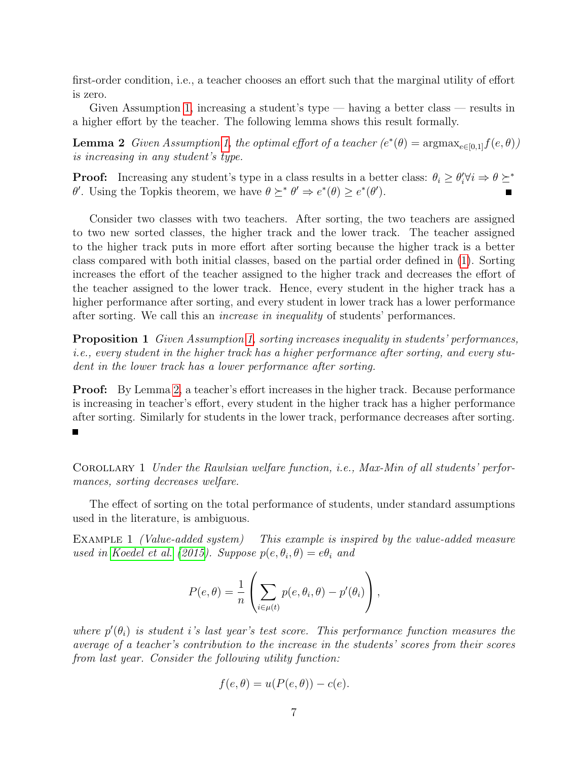first-order condition, i.e., a teacher chooses an effort such that the marginal utility of effort is zero.

Given Assumption 1, increasing a student's type — having a better class — results in a higher effort by the teacher. The following lemma shows this result formally.

**Lemma 2** *Given Assumption 1, the optimal effort of a teacher ($e^*(\theta) = \text{argmax}_{e \in [0,1]} f(e, \theta)$) is increasing in any student's type.*

**Proof:** Increasing any student's type in a class results in a better class: $\theta_i \geq \theta'_i \forall i \Rightarrow \theta \succeq^* \theta'$. Using the Topkis theorem, we have $\theta \succeq^* \theta' \Rightarrow e^*(\theta) \geq e^*(\theta')$. ∎

Consider two classes with two teachers. After sorting, the two teachers are assigned to two new sorted classes, the higher track and the lower track. The teacher assigned to the higher track puts in more effort after sorting because the higher track is a better class compared with both initial classes, based on the partial order defined in (1). Sorting increases the effort of the teacher assigned to the higher track and decreases the effort of the teacher assigned to the lower track. Hence, every student in the higher track has a higher performance after sorting, and every student in lower track has a lower performance after sorting. We call this an *increase in inequality* of students' performances.

**Proposition 1** *Given Assumption 1, sorting increases inequality in students' performances, i.e., every student in the higher track has a higher performance after sorting, and every student in the lower track has a lower performance after sorting.*

**Proof:** By Lemma 2, a teacher's effort increases in the higher track. Because performance is increasing in teacher's effort, every student in the higher track has a higher performance after sorting. Similarly for students in the lower track, performance decreases after sorting. ∎

Corollary 1 *Under the Rawlsian welfare function, i.e., Max-Min of all students' performances, sorting decreases welfare.*

The effect of sorting on the total performance of students, under standard assumptions used in the literature, is ambiguous.

Example 1 *(Value-added system) This example is inspired by the value-added measure used in Koedel et al. (2015). Suppose $p(e, \theta_i, \theta) = e\theta_i$ and*

$$P(e, \theta) = \frac{1}{n} \left( \sum_{i \in \mu(t)} p(e, \theta_i, \theta) - p'(\theta_i) \right),$$

*where $p'(\theta_i)$ is student $i$'s last year's test score. This performance function measures the average of a teacher's contribution to the increase in the students' scores from their scores from last year. Consider the following utility function:*

$$f(e, \theta) = u(P(e, \theta)) - c(e).$$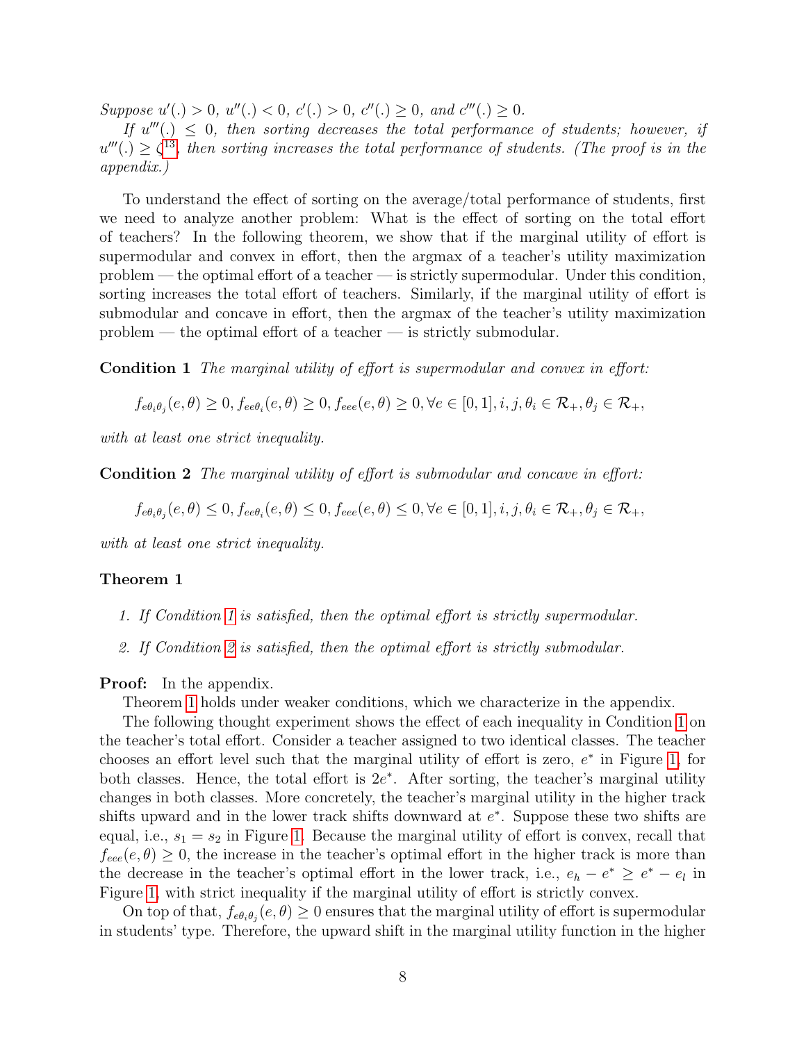*Suppose $u'(.) > 0$, $u''(.) < 0$, $c'(.) > 0$, $c''(.) \geq 0$, and $c'''(.) \geq 0$.*

*If $u'''(.) \leq 0$, then sorting decreases the total performance of students; however, if $u'''(.) \geq \zeta$[13], then sorting increases the total performance of students. (The proof is in the appendix.)*

To understand the effect of sorting on the average/total performance of students, first we need to analyze another problem: What is the effect of sorting on the total effort of teachers? In the following theorem, we show that if the marginal utility of effort is supermodular and convex in effort, then the argmax of a teacher's utility maximization problem — the optimal effort of a teacher — is strictly supermodular. Under this condition, sorting increases the total effort of teachers. Similarly, if the marginal utility of effort is submodular and concave in effort, then the argmax of the teacher's utility maximization problem — the optimal effort of a teacher — is strictly submodular.

**Condition 1** *The marginal utility of effort is supermodular and convex in effort:*

$$f_{e\theta_i\theta_j}(e,\theta) \geq 0, f_{ee\theta_i}(e,\theta) \geq 0, f_{eee}(e,\theta) \geq 0, \forall e \in [0,1], i, j, \theta_i \in \mathcal{R}_+, \theta_j \in \mathcal{R}_+,$$

*with at least one strict inequality.*

**Condition 2** *The marginal utility of effort is submodular and concave in effort:*

$$f_{e\theta_i\theta_j}(e,\theta) \leq 0, f_{ee\theta_i}(e,\theta) \leq 0, f_{eee}(e,\theta) \leq 0, \forall e \in [0,1], i, j, \theta_i \in \mathcal{R}_+, \theta_j \in \mathcal{R}_+,$$

*with at least one strict inequality.*

**Theorem 1**

1. *If Condition 1 is satisfied, then the optimal effort is strictly supermodular.*
2. *If Condition 2 is satisfied, then the optimal effort is strictly submodular.*

**Proof:** In the appendix.

Theorem 1 holds under weaker conditions, which we characterize in the appendix.

The following thought experiment shows the effect of each inequality in Condition 1 on the teacher's total effort. Consider a teacher assigned to two identical classes. The teacher chooses an effort level such that the marginal utility of effort is zero, $e^*$ in Figure 1, for both classes. Hence, the total effort is $2e^*$. After sorting, the teacher's marginal utility changes in both classes. More concretely, the teacher's marginal utility in the higher track shifts upward and in the lower track shifts downward at $e^*$. Suppose these two shifts are equal, i.e., $s_1 = s_2$ in Figure 1. Because the marginal utility of effort is convex, recall that $f_{eee}(e,\theta) \geq 0$, the increase in the teacher's optimal effort in the higher track is more than the decrease in the teacher's optimal effort in the lower track, i.e., $e_h - e^* \geq e^* - e_l$ in Figure 1, with strict inequality if the marginal utility of effort is strictly convex.

On top of that, $f_{e\theta_i\theta_j}(e,\theta) \geq 0$ ensures that the marginal utility of effort is supermodular in students' type. Therefore, the upward shift in the marginal utility function in the higher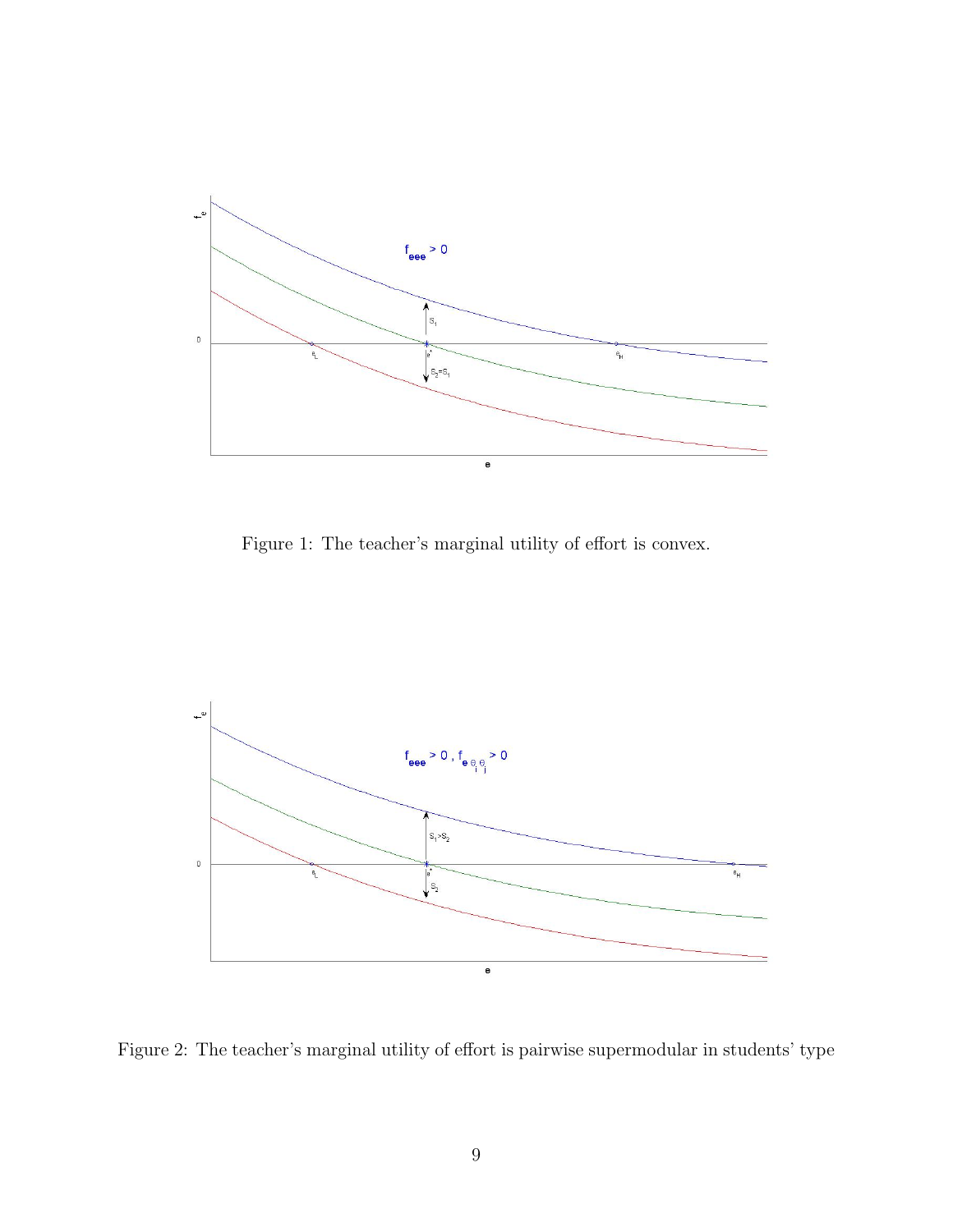Figure 1: The teacher's marginal utility of effort is convex.

Figure 2: The teacher's marginal utility of effort is pairwise supermodular in students' type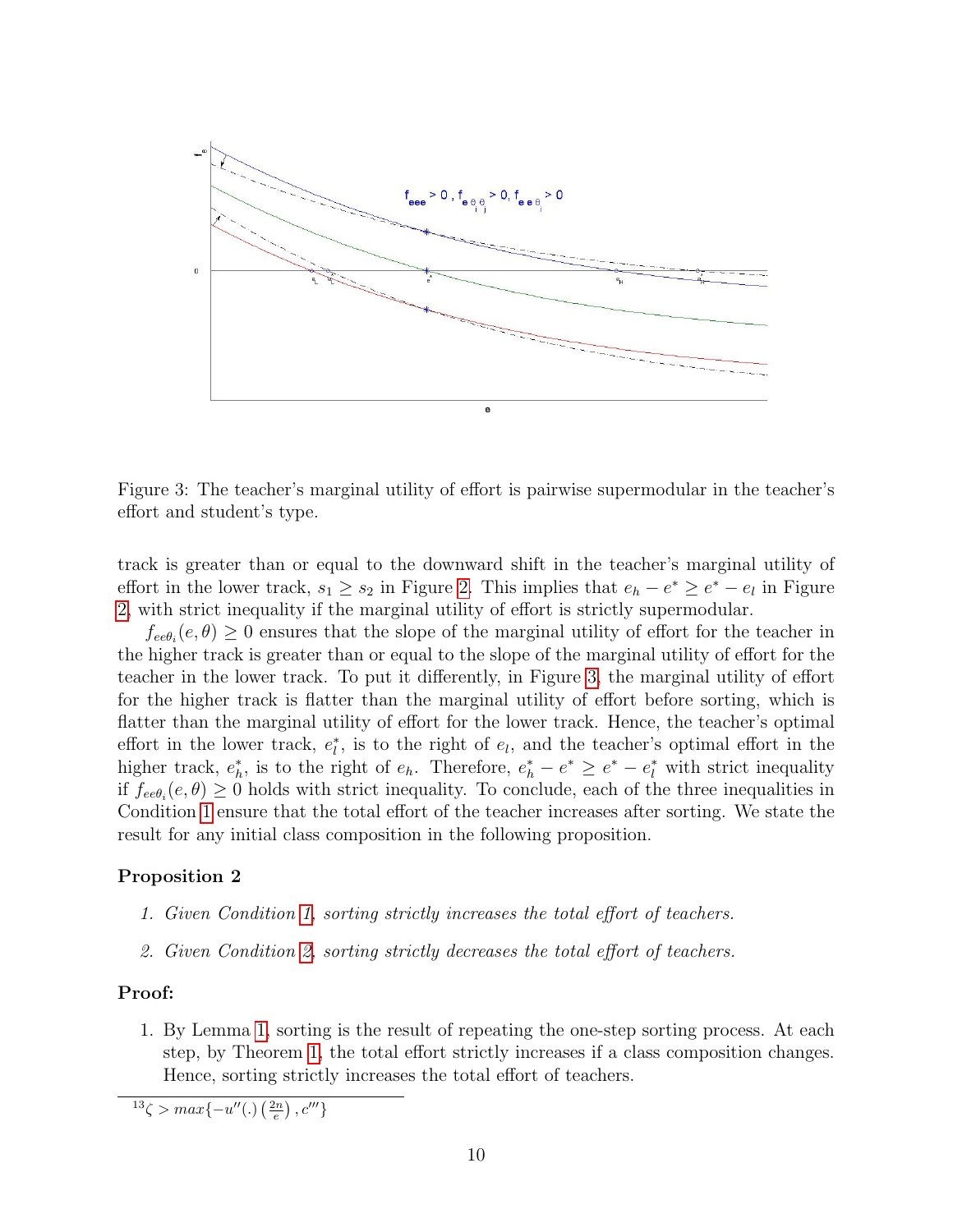Figure 3: The teacher's marginal utility of effort is pairwise supermodular in the teacher's effort and student's type.

track is greater than or equal to the downward shift in the teacher's marginal utility of effort in the lower track, $s_1 \geq s_2$ in Figure 2. This implies that $e_h - e^* \geq e^* - e_l$ in Figure 2, with strict inequality if the marginal utility of effort is strictly supermodular.

$f_{ee\theta_i}(e, \theta) \geq 0$ ensures that the slope of the marginal utility of effort for the teacher in the higher track is greater than or equal to the slope of the marginal utility of effort for the teacher in the lower track. To put it differently, in Figure 3, the marginal utility of effort for the higher track is flatter than the marginal utility of effort before sorting, which is flatter than the marginal utility of effort for the lower track. Hence, the teacher's optimal effort in the lower track, $e_l^*$, is to the right of $e_l$, and the teacher's optimal effort in the higher track, $e_h^*$, is to the right of $e_h$. Therefore, $e_h^* - e^* \geq e^* - e_l^*$ with strict inequality if $f_{ee\theta_i}(e, \theta) \geq 0$ holds with strict inequality. To conclude, each of the three inequalities in Condition 1 ensure that the total effort of the teacher increases after sorting. We state the result for any initial class composition in the following proposition.

**Proposition 2**

1. *Given Condition 1, sorting strictly increases the total effort of teachers.*
2. *Given Condition 2, sorting strictly decreases the total effort of teachers.*

**Proof:**

1. By Lemma 1, sorting is the result of repeating the one-step sorting process. At each step, by Theorem 1, the total effort strictly increases if a class composition changes. Hence, sorting strictly increases the total effort of teachers.

[13] $\zeta > max\{-u''(.)\left(\frac{2n}{e}\right), c'''\}$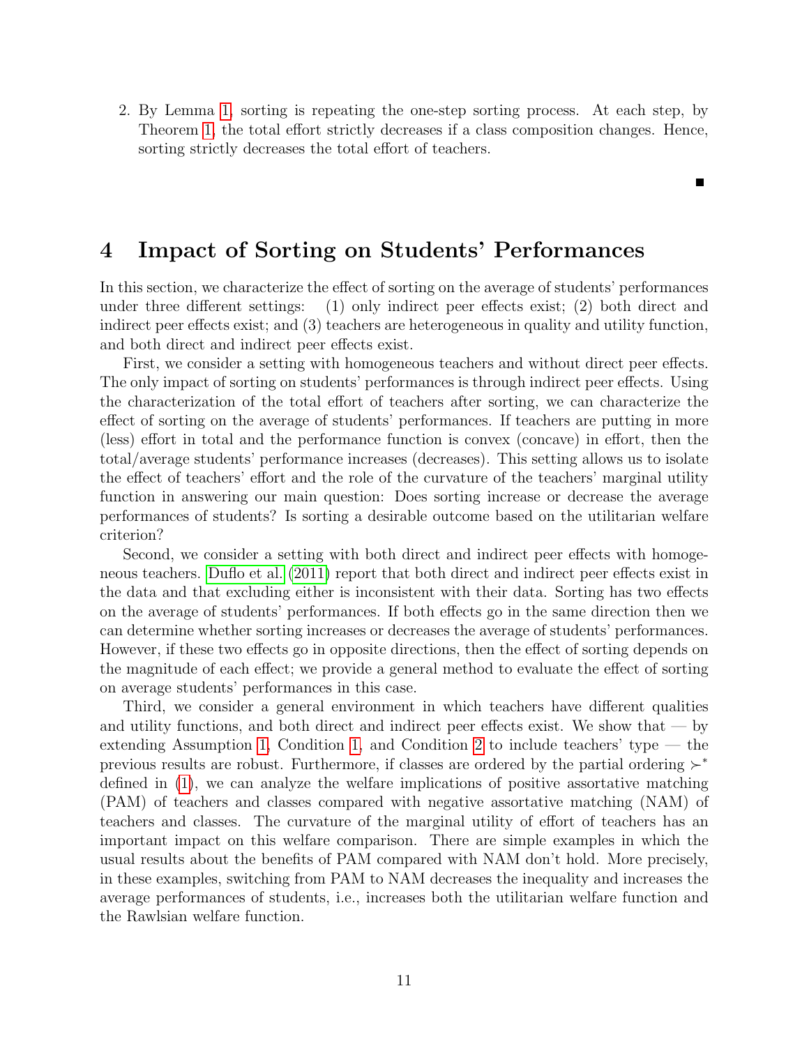2. By Lemma 1, sorting is repeating the one-step sorting process. At each step, by Theorem 1, the total effort strictly decreases if a class composition changes. Hence, sorting strictly decreases the total effort of teachers.

■

# 4 Impact of Sorting on Students' Performances

In this section, we characterize the effect of sorting on the average of students' performances under three different settings: (1) only indirect peer effects exist; (2) both direct and indirect peer effects exist; and (3) teachers are heterogeneous in quality and utility function, and both direct and indirect peer effects exist.

First, we consider a setting with homogeneous teachers and without direct peer effects. The only impact of sorting on students' performances is through indirect peer effects. Using the characterization of the total effort of teachers after sorting, we can characterize the effect of sorting on the average of students' performances. If teachers are putting in more (less) effort in total and the performance function is convex (concave) in effort, then the total/average students' performance increases (decreases). This setting allows us to isolate the effect of teachers' effort and the role of the curvature of the teachers' marginal utility function in answering our main question: Does sorting increase or decrease the average performances of students? Is sorting a desirable outcome based on the utilitarian welfare criterion?

Second, we consider a setting with both direct and indirect peer effects with homogeneous teachers. Duflo et al. (2011) report that both direct and indirect peer effects exist in the data and that excluding either is inconsistent with their data. Sorting has two effects on the average of students' performances. If both effects go in the same direction then we can determine whether sorting increases or decreases the average of students' performances. However, if these two effects go in opposite directions, then the effect of sorting depends on the magnitude of each effect; we provide a general method to evaluate the effect of sorting on average students' performances in this case.

Third, we consider a general environment in which teachers have different qualities and utility functions, and both direct and indirect peer effects exist. We show that — by extending Assumption 1, Condition 1, and Condition 2 to include teachers' type — the previous results are robust. Furthermore, if classes are ordered by the partial ordering $\succ^*$ defined in (1), we can analyze the welfare implications of positive assortative matching (PAM) of teachers and classes compared with negative assortative matching (NAM) of teachers and classes. The curvature of the marginal utility of effort of teachers has an important impact on this welfare comparison. There are simple examples in which the usual results about the benefits of PAM compared with NAM don't hold. More precisely, in these examples, switching from PAM to NAM decreases the inequality and increases the average performances of students, i.e., increases both the utilitarian welfare function and the Rawlsian welfare function.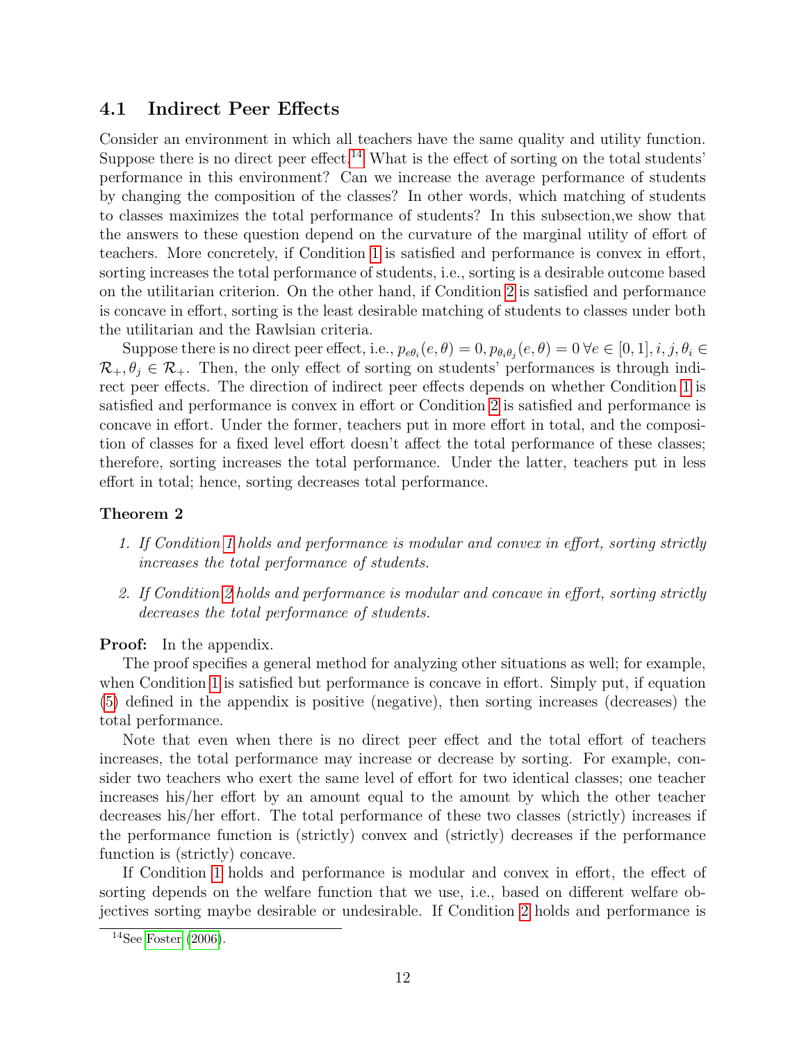## 4.1 Indirect Peer Effects

Consider an environment in which all teachers have the same quality and utility function. Suppose there is no direct peer effect.[14] What is the effect of sorting on the total students' performance in this environment? Can we increase the average performance of students by changing the composition of the classes? In other words, which matching of students to classes maximizes the total performance of students? In this subsection,we show that the answers to these question depend on the curvature of the marginal utility of effort of teachers. More concretely, if Condition 1 is satisfied and performance is convex in effort, sorting increases the total performance of students, i.e., sorting is a desirable outcome based on the utilitarian criterion. On the other hand, if Condition 2 is satisfied and performance is concave in effort, sorting is the least desirable matching of students to classes under both the utilitarian and the Rawlsian criteria.

Suppose there is no direct peer effect, i.e., $p_{e\theta_i}(e,\theta) = 0, p_{\theta_i\theta_j}(e,\theta) = 0\ \forall e \in [0,1], i, j, \theta_i \in \mathcal{R}_+, \theta_j \in \mathcal{R}_+$. Then, the only effect of sorting on students' performances is through indirect peer effects. The direction of indirect peer effects depends on whether Condition 1 is satisfied and performance is convex in effort or Condition 2 is satisfied and performance is concave in effort. Under the former, teachers put in more effort in total, and the composition of classes for a fixed level effort doesn't affect the total performance of these classes; therefore, sorting increases the total performance. Under the latter, teachers put in less effort in total; hence, sorting decreases total performance.

**Theorem 2**

1. *If Condition 1 holds and performance is modular and convex in effort, sorting strictly increases the total performance of students.*
2. *If Condition 2 holds and performance is modular and concave in effort, sorting strictly decreases the total performance of students.*

**Proof:** In the appendix.

The proof specifies a general method for analyzing other situations as well; for example, when Condition 1 is satisfied but performance is concave in effort. Simply put, if equation (5) defined in the appendix is positive (negative), then sorting increases (decreases) the total performance.

Note that even when there is no direct peer effect and the total effort of teachers increases, the total performance may increase or decrease by sorting. For example, consider two teachers who exert the same level of effort for two identical classes; one teacher increases his/her effort by an amount equal to the amount by which the other teacher decreases his/her effort. The total performance of these two classes (strictly) increases if the performance function is (strictly) convex and (strictly) decreases if the performance function is (strictly) concave.

If Condition 1 holds and performance is modular and convex in effort, the effect of sorting depends on the welfare function that we use, i.e., based on different welfare objectives sorting maybe desirable or undesirable. If Condition 2 holds and performance is

[14] See Foster (2006).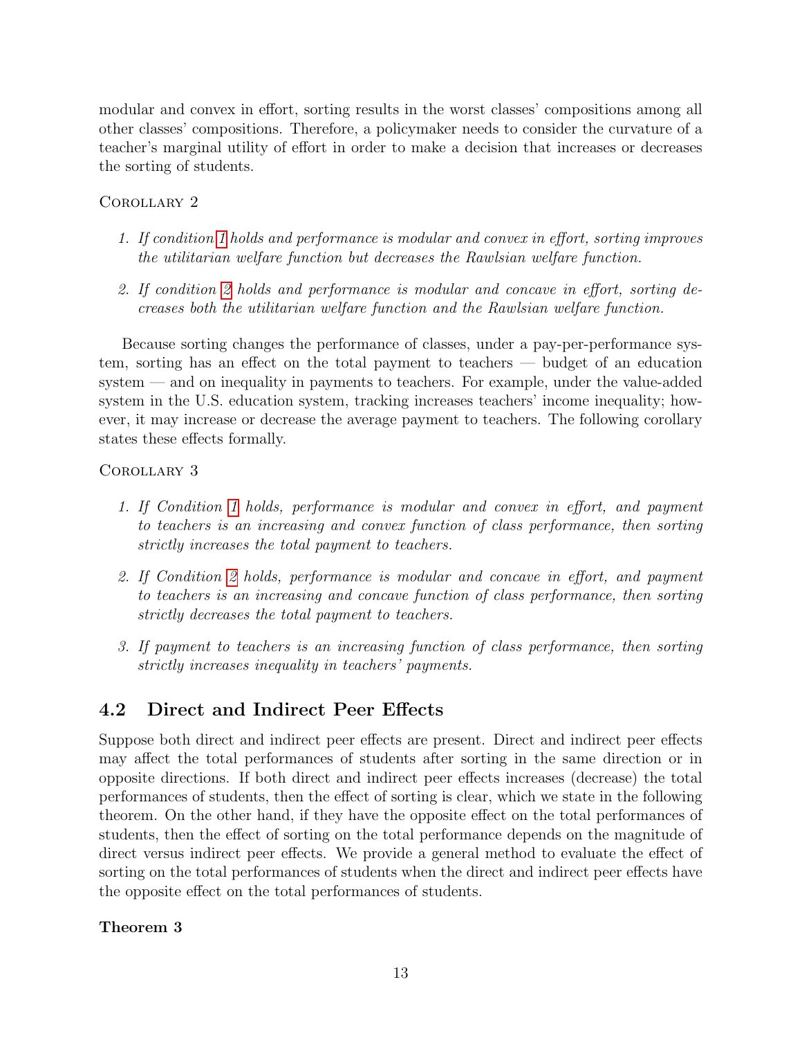modular and convex in effort, sorting results in the worst classes' compositions among all other classes' compositions. Therefore, a policymaker needs to consider the curvature of a teacher's marginal utility of effort in order to make a decision that increases or decreases the sorting of students.

Corollary 2

1. *If condition 1 holds and performance is modular and convex in effort, sorting improves the utilitarian welfare function but decreases the Rawlsian welfare function.*
2. *If condition 2 holds and performance is modular and concave in effort, sorting decreases both the utilitarian welfare function and the Rawlsian welfare function.*

Because sorting changes the performance of classes, under a pay-per-performance system, sorting has an effect on the total payment to teachers — budget of an education system — and on inequality in payments to teachers. For example, under the value-added system in the U.S. education system, tracking increases teachers' income inequality; however, it may increase or decrease the average payment to teachers. The following corollary states these effects formally.

Corollary 3

1. *If Condition 1 holds, performance is modular and convex in effort, and payment to teachers is an increasing and convex function of class performance, then sorting strictly increases the total payment to teachers.*
2. *If Condition 2 holds, performance is modular and concave in effort, and payment to teachers is an increasing and concave function of class performance, then sorting strictly decreases the total payment to teachers.*
3. *If payment to teachers is an increasing function of class performance, then sorting strictly increases inequality in teachers' payments.*

## 4.2 Direct and Indirect Peer Effects

Suppose both direct and indirect peer effects are present. Direct and indirect peer effects may affect the total performances of students after sorting in the same direction or in opposite directions. If both direct and indirect peer effects increases (decrease) the total performances of students, then the effect of sorting is clear, which we state in the following theorem. On the other hand, if they have the opposite effect on the total performances of students, then the effect of sorting on the total performance depends on the magnitude of direct versus indirect peer effects. We provide a general method to evaluate the effect of sorting on the total performances of students when the direct and indirect peer effects have the opposite effect on the total performances of students.

**Theorem 3**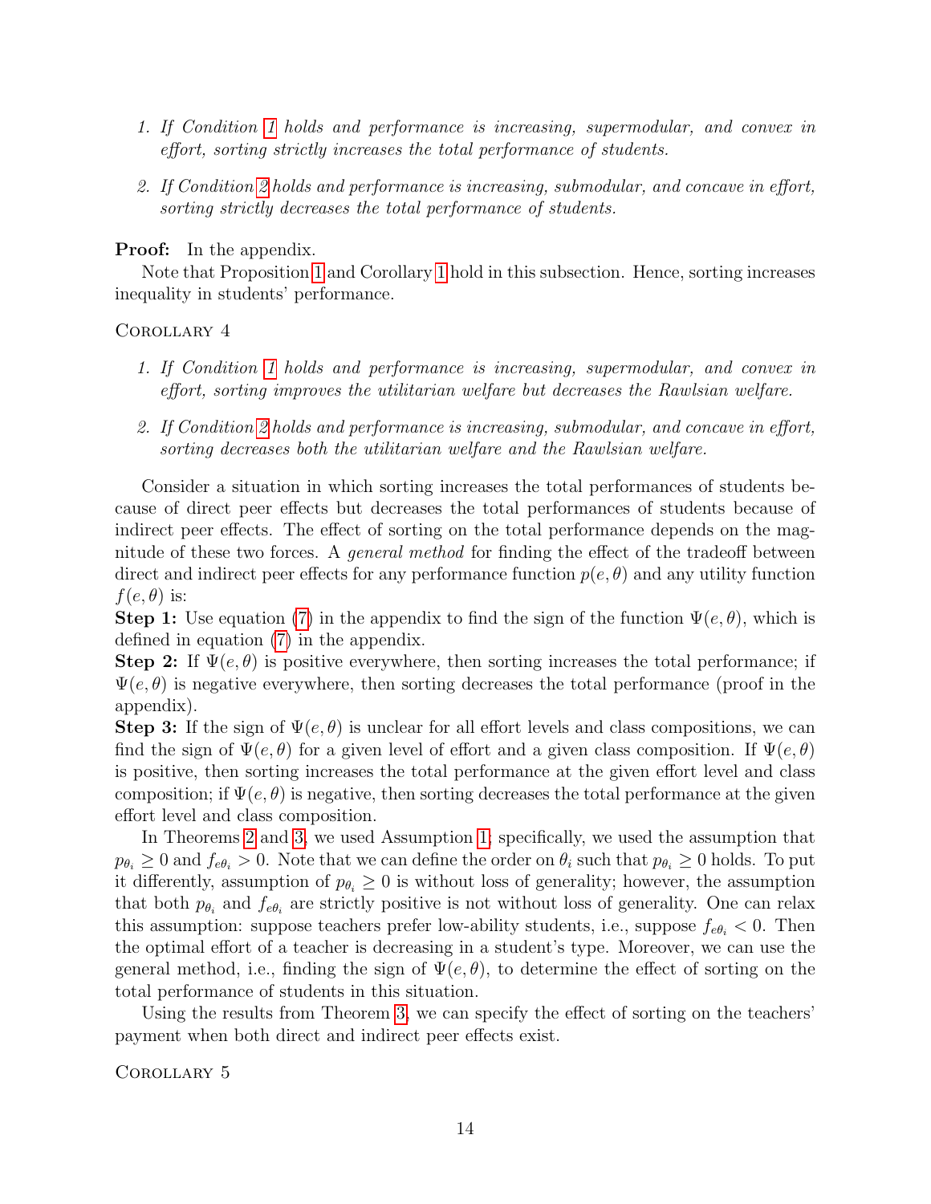1. *If Condition 1 holds and performance is increasing, supermodular, and convex in effort, sorting strictly increases the total performance of students.*

2. *If Condition 2 holds and performance is increasing, submodular, and concave in effort, sorting strictly decreases the total performance of students.*

**Proof:** In the appendix.

Note that Proposition 1 and Corollary 1 hold in this subsection. Hence, sorting increases inequality in students' performance.

Corollary 4

1. *If Condition 1 holds and performance is increasing, supermodular, and convex in effort, sorting improves the utilitarian welfare but decreases the Rawlsian welfare.*

2. *If Condition 2 holds and performance is increasing, submodular, and concave in effort, sorting decreases both the utilitarian welfare and the Rawlsian welfare.*

Consider a situation in which sorting increases the total performances of students because of direct peer effects but decreases the total performances of students because of indirect peer effects. The effect of sorting on the total performance depends on the magnitude of these two forces. A *general method* for finding the effect of the tradeoff between direct and indirect peer effects for any performance function $p(e,\theta)$ and any utility function $f(e,\theta)$ is:

**Step 1:** Use equation (7) in the appendix to find the sign of the function $\Psi(e,\theta)$, which is defined in equation (7) in the appendix.

**Step 2:** If $\Psi(e,\theta)$ is positive everywhere, then sorting increases the total performance; if $\Psi(e,\theta)$ is negative everywhere, then sorting decreases the total performance (proof in the appendix).

**Step 3:** If the sign of $\Psi(e,\theta)$ is unclear for all effort levels and class compositions, we can find the sign of $\Psi(e,\theta)$ for a given level of effort and a given class composition. If $\Psi(e,\theta)$ is positive, then sorting increases the total performance at the given effort level and class composition; if $\Psi(e,\theta)$ is negative, then sorting decreases the total performance at the given effort level and class composition.

In Theorems 2 and 3, we used Assumption 1; specifically, we used the assumption that $p_{\theta_i} \geq 0$ and $f_{e\theta_i} > 0$. Note that we can define the order on $\theta_i$ such that $p_{\theta_i} \geq 0$ holds. To put it differently, assumption of $p_{\theta_i} \geq 0$ is without loss of generality; however, the assumption that both $p_{\theta_i}$ and $f_{e\theta_i}$ are strictly positive is not without loss of generality. One can relax this assumption: suppose teachers prefer low-ability students, i.e., suppose $f_{e\theta_i} < 0$. Then the optimal effort of a teacher is decreasing in a student's type. Moreover, we can use the general method, i.e., finding the sign of $\Psi(e,\theta)$, to determine the effect of sorting on the total performance of students in this situation.

Using the results from Theorem 3, we can specify the effect of sorting on the teachers' payment when both direct and indirect peer effects exist.

Corollary 5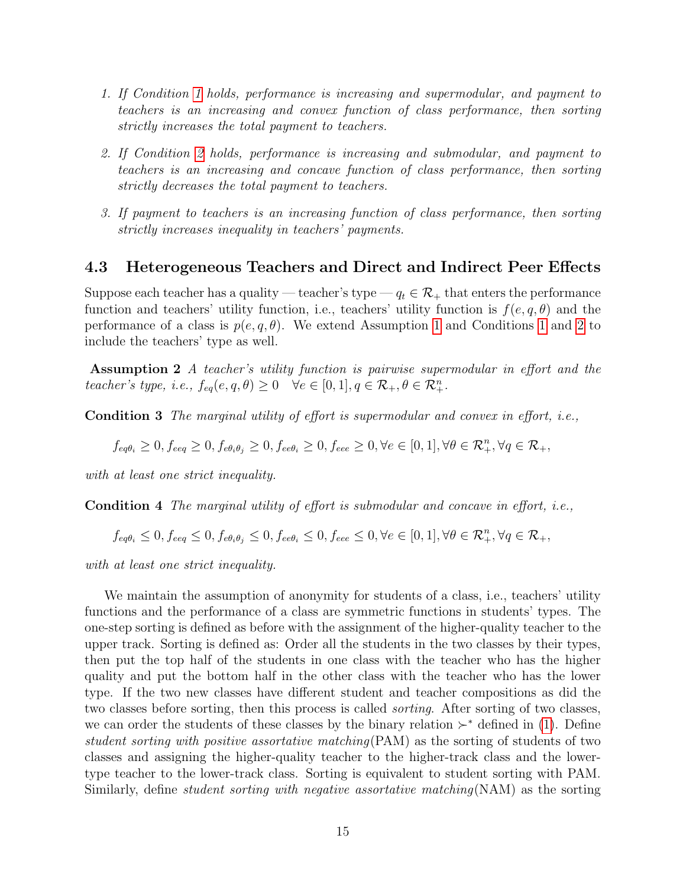1. *If Condition 1 holds, performance is increasing and supermodular, and payment to teachers is an increasing and convex function of class performance, then sorting strictly increases the total payment to teachers.*

2. *If Condition 2 holds, performance is increasing and submodular, and payment to teachers is an increasing and concave function of class performance, then sorting strictly decreases the total payment to teachers.*

3. *If payment to teachers is an increasing function of class performance, then sorting strictly increases inequality in teachers' payments.*

### 4.3 Heterogeneous Teachers and Direct and Indirect Peer Effects

Suppose each teacher has a quality — teacher's type — $q_t \in \mathcal{R}_+$ that enters the performance function and teachers' utility function, i.e., teachers' utility function is $f(e, q, \theta)$ and the performance of a class is $p(e, q, \theta)$. We extend Assumption 1 and Conditions 1 and 2 to include the teachers' type as well.

**Assumption 2** *A teacher's utility function is pairwise supermodular in effort and the teacher's type, i.e.,* $f_{eq}(e, q, \theta) \geq 0 \quad \forall e \in [0, 1], q \in \mathcal{R}_+, \theta \in \mathcal{R}^n_+$.

**Condition 3** *The marginal utility of effort is supermodular and convex in effort, i.e.,*

$$f_{eq\theta_i} \geq 0, f_{eeq} \geq 0, f_{e\theta_i\theta_j} \geq 0, f_{ee\theta_i} \geq 0, f_{eee} \geq 0, \forall e \in [0, 1], \forall \theta \in \mathcal{R}^n_+, \forall q \in \mathcal{R}_+,$$

*with at least one strict inequality.*

**Condition 4** *The marginal utility of effort is submodular and concave in effort, i.e.,*

$$f_{eq\theta_i} \leq 0, f_{eeq} \leq 0, f_{e\theta_i\theta_j} \leq 0, f_{ee\theta_i} \leq 0, f_{eee} \leq 0, \forall e \in [0, 1], \forall \theta \in \mathcal{R}^n_+, \forall q \in \mathcal{R}_+,$$

*with at least one strict inequality.*

We maintain the assumption of anonymity for students of a class, i.e., teachers' utility functions and the performance of a class are symmetric functions in students' types. The one-step sorting is defined as before with the assignment of the higher-quality teacher to the upper track. Sorting is defined as: Order all the students in the two classes by their types, then put the top half of the students in one class with the teacher who has the higher quality and put the bottom half in the other class with the teacher who has the lower type. If the two new classes have different student and teacher compositions as did the two classes before sorting, then this process is called *sorting*. After sorting of two classes, we can order the students of these classes by the binary relation $\succ^*$ defined in (1). Define *student sorting with positive assortative matching*(PAM) as the sorting of students of two classes and assigning the higher-quality teacher to the higher-track class and the lower-type teacher to the lower-track class. Sorting is equivalent to student sorting with PAM. Similarly, define *student sorting with negative assortative matching*(NAM) as the sorting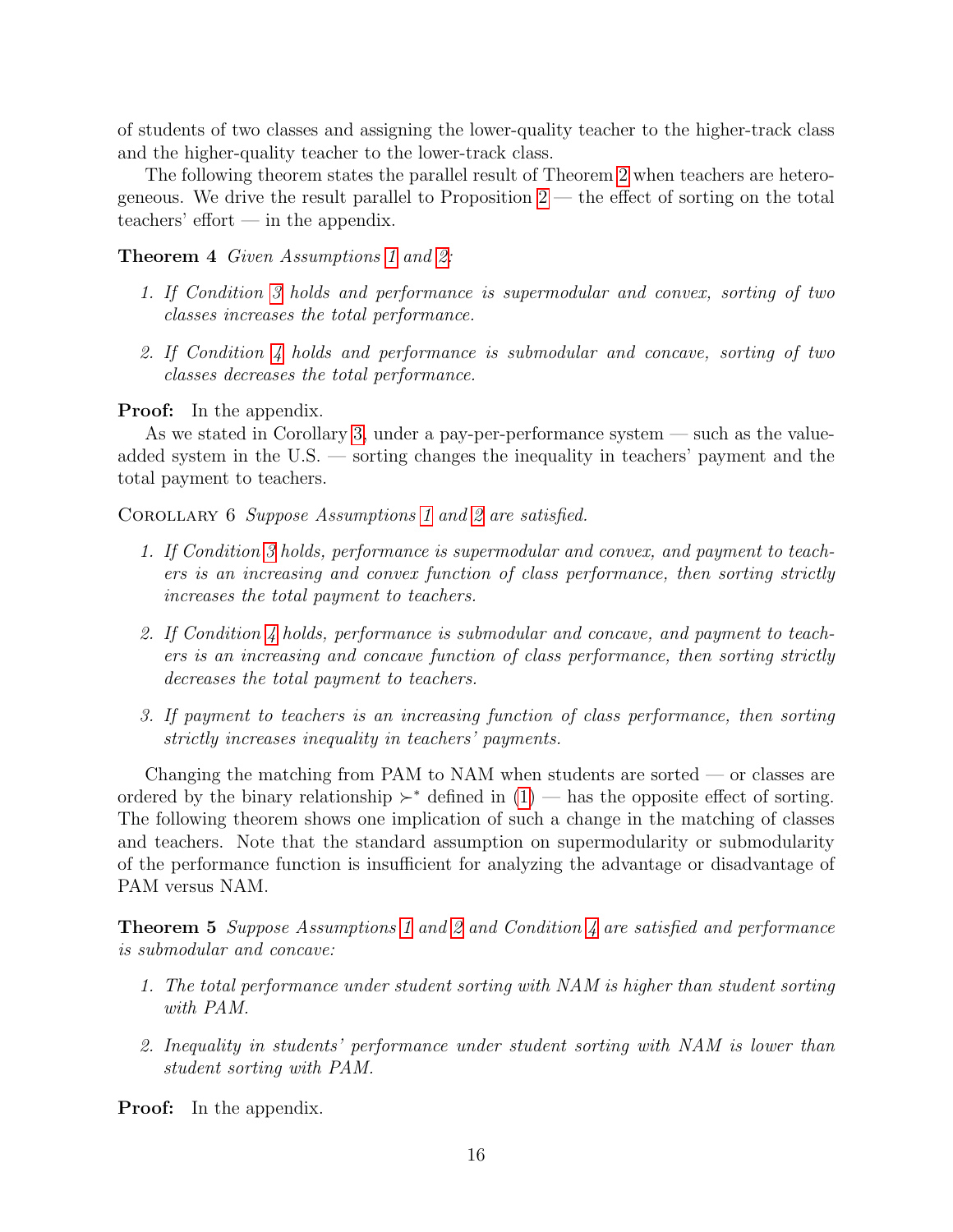of students of two classes and assigning the lower-quality teacher to the higher-track class and the higher-quality teacher to the lower-track class.

The following theorem states the parallel result of Theorem 2 when teachers are heterogeneous. We drive the result parallel to Proposition 2 — the effect of sorting on the total teachers' effort — in the appendix.

**Theorem 4** *Given Assumptions 1 and 2:*

1. *If Condition 3 holds and performance is supermodular and convex, sorting of two classes increases the total performance.*
2. *If Condition 4 holds and performance is submodular and concave, sorting of two classes decreases the total performance.*

**Proof:** In the appendix.

As we stated in Corollary 3, under a pay-per-performance system — such as the value-added system in the U.S. — sorting changes the inequality in teachers' payment and the total payment to teachers.

Corollary 6 *Suppose Assumptions 1 and 2 are satisfied.*

1. *If Condition 3 holds, performance is supermodular and convex, and payment to teachers is an increasing and convex function of class performance, then sorting strictly increases the total payment to teachers.*
2. *If Condition 4 holds, performance is submodular and concave, and payment to teachers is an increasing and concave function of class performance, then sorting strictly decreases the total payment to teachers.*
3. *If payment to teachers is an increasing function of class performance, then sorting strictly increases inequality in teachers' payments.*

Changing the matching from PAM to NAM when students are sorted — or classes are ordered by the binary relationship $\succ^*$ defined in (1) — has the opposite effect of sorting. The following theorem shows one implication of such a change in the matching of classes and teachers. Note that the standard assumption on supermodularity or submodularity of the performance function is insufficient for analyzing the advantage or disadvantage of PAM versus NAM.

**Theorem 5** *Suppose Assumptions 1 and 2 and Condition 4 are satisfied and performance is submodular and concave:*

1. *The total performance under student sorting with NAM is higher than student sorting with PAM.*
2. *Inequality in students' performance under student sorting with NAM is lower than student sorting with PAM.*

**Proof:** In the appendix.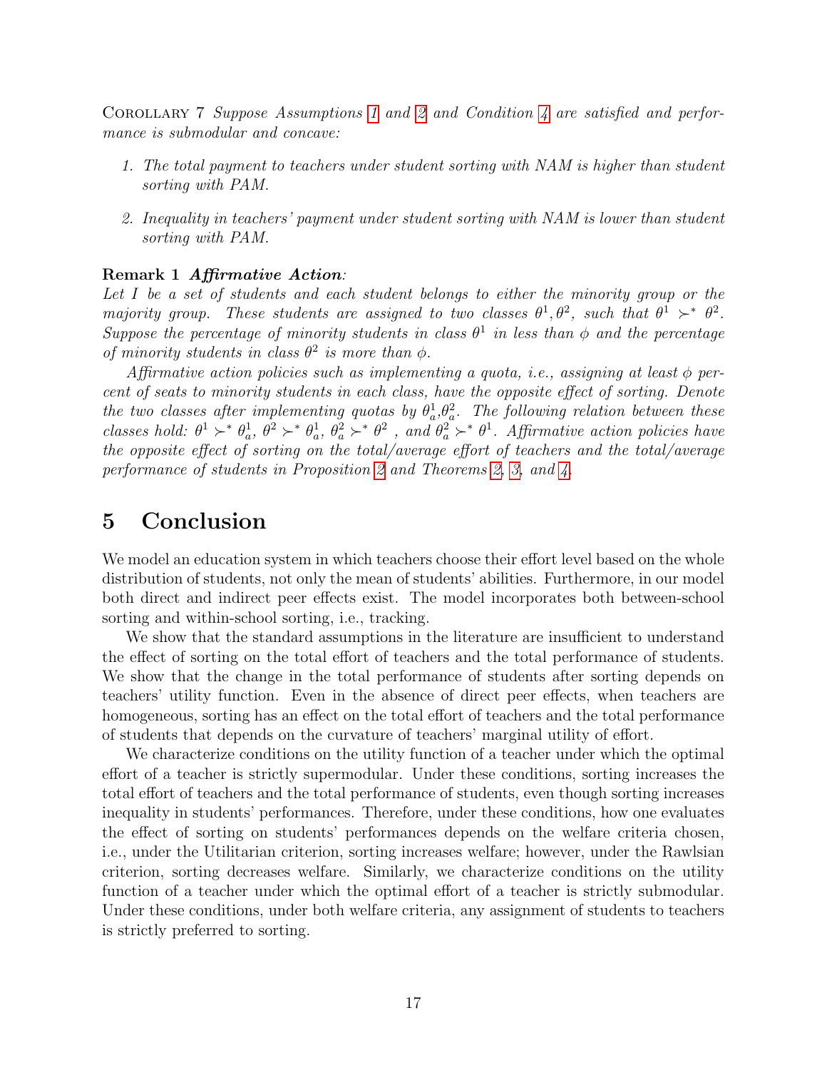Corollary 7 *Suppose Assumptions 1 and 2 and Condition 4 are satisfied and performance is submodular and concave:*

1. *The total payment to teachers under student sorting with NAM is higher than student sorting with PAM.*
2. *Inequality in teachers' payment under student sorting with NAM is lower than student sorting with PAM.*

**Remark 1** ***Affirmative Action****:*
*Let $I$ be a set of students and each student belongs to either the minority group or the majority group. These students are assigned to two classes $\theta^1, \theta^2$, such that $\theta^1 \succ^* \theta^2$. Suppose the percentage of minority students in class $\theta^1$ in less than $\phi$ and the percentage of minority students in class $\theta^2$ is more than $\phi$.*

*Affirmative action policies such as implementing a quota, i.e., assigning at least $\phi$ percent of seats to minority students in each class, have the opposite effect of sorting. Denote the two classes after implementing quotas by $\theta_a^1$,$\theta_a^2$. The following relation between these classes hold: $\theta^1 \succ^* \theta_a^1$, $\theta^2 \succ^* \theta_a^1$, $\theta_a^2 \succ^* \theta^2$ , and $\theta_a^2 \succ^* \theta^1$. Affirmative action policies have the opposite effect of sorting on the total/average effort of teachers and the total/average performance of students in Proposition 2 and Theorems 2, 3, and 4.*

# 5 Conclusion

We model an education system in which teachers choose their effort level based on the whole distribution of students, not only the mean of students' abilities. Furthermore, in our model both direct and indirect peer effects exist. The model incorporates both between-school sorting and within-school sorting, i.e., tracking.

We show that the standard assumptions in the literature are insufficient to understand the effect of sorting on the total effort of teachers and the total performance of students. We show that the change in the total performance of students after sorting depends on teachers' utility function. Even in the absence of direct peer effects, when teachers are homogeneous, sorting has an effect on the total effort of teachers and the total performance of students that depends on the curvature of teachers' marginal utility of effort.

We characterize conditions on the utility function of a teacher under which the optimal effort of a teacher is strictly supermodular. Under these conditions, sorting increases the total effort of teachers and the total performance of students, even though sorting increases inequality in students' performances. Therefore, under these conditions, how one evaluates the effect of sorting on students' performances depends on the welfare criteria chosen, i.e., under the Utilitarian criterion, sorting increases welfare; however, under the Rawlsian criterion, sorting decreases welfare. Similarly, we characterize conditions on the utility function of a teacher under which the optimal effort of a teacher is strictly submodular. Under these conditions, under both welfare criteria, any assignment of students to teachers is strictly preferred to sorting.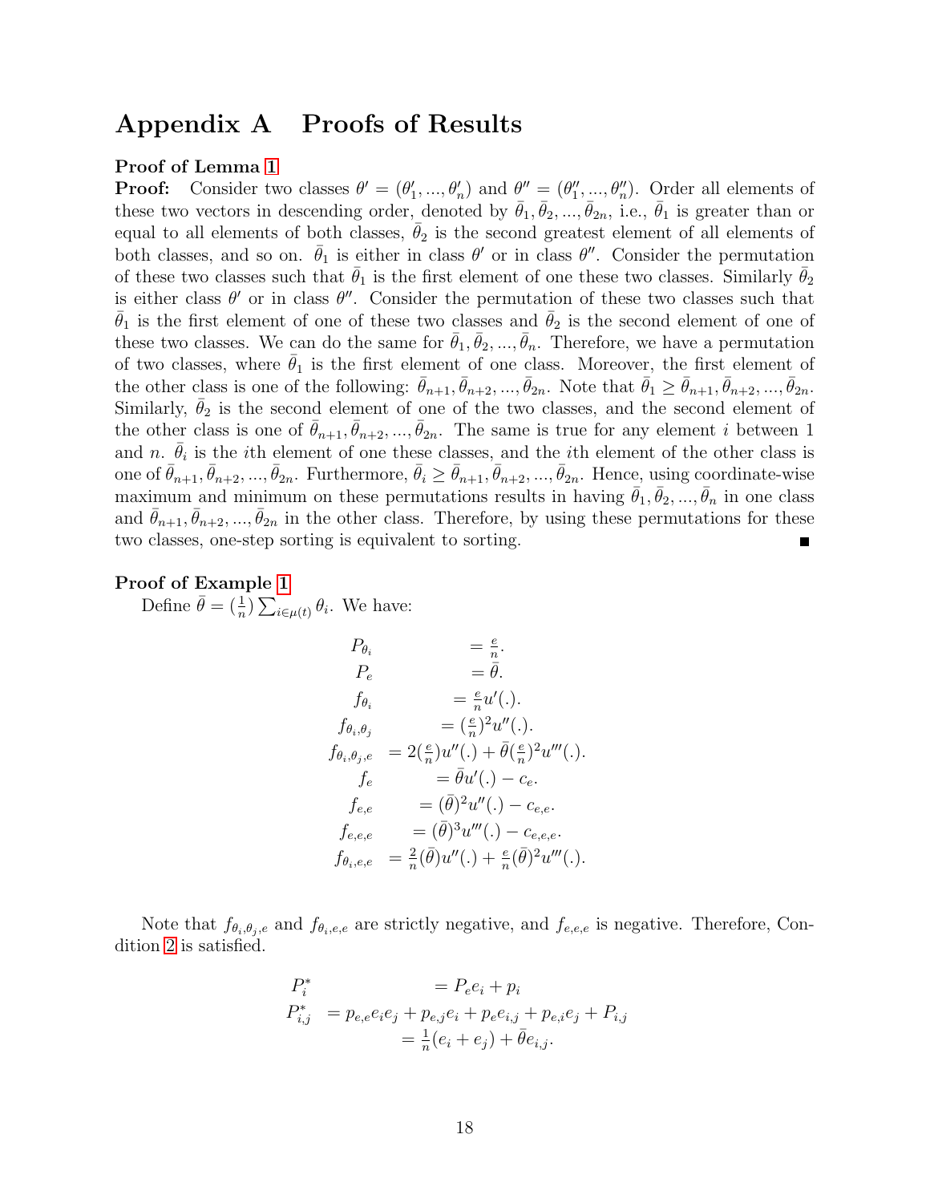# Appendix A Proofs of Results

**Proof of Lemma 1**

**Proof:** Consider two classes $\theta' = (\theta'_1, ..., \theta'_n)$ and $\theta'' = (\theta''_1, ..., \theta''_n)$. Order all elements of these two vectors in descending order, denoted by $\bar{\theta}_1, \bar{\theta}_2, ..., \bar{\theta}_{2n}$, i.e., $\bar{\theta}_1$ is greater than or equal to all elements of both classes, $\bar{\theta}_2$ is the second greatest element of all elements of both classes, and so on. $\bar{\theta}_1$ is either in class $\theta'$ or in class $\theta''$. Consider the permutation of these two classes such that $\bar{\theta}_1$ is the first element of one these two classes. Similarly $\bar{\theta}_2$ is either class $\theta'$ or in class $\theta''$. Consider the permutation of these two classes such that $\bar{\theta}_1$ is the first element of one of these two classes and $\bar{\theta}_2$ is the second element of one of these two classes. We can do the same for $\bar{\theta}_1, \bar{\theta}_2, ..., \bar{\theta}_n$. Therefore, we have a permutation of two classes, where $\bar{\theta}_1$ is the first element of one class. Moreover, the first element of the other class is one of the following: $\bar{\theta}_{n+1}, \bar{\theta}_{n+2}, ..., \bar{\theta}_{2n}$. Note that $\bar{\theta}_1 \geq \bar{\theta}_{n+1}, \bar{\theta}_{n+2}, ..., \bar{\theta}_{2n}$. Similarly, $\bar{\theta}_2$ is the second element of one of the two classes, and the second element of the other class is one of $\bar{\theta}_{n+1}, \bar{\theta}_{n+2}, ..., \bar{\theta}_{2n}$. The same is true for any element $i$ between 1 and $n$. $\bar{\theta}_i$ is the $i$th element of one these classes, and the $i$th element of the other class is one of $\bar{\theta}_{n+1}, \bar{\theta}_{n+2}, ..., \bar{\theta}_{2n}$. Furthermore, $\bar{\theta}_i \geq \bar{\theta}_{n+1}, \bar{\theta}_{n+2}, ..., \bar{\theta}_{2n}$. Hence, using coordinate-wise maximum and minimum on these permutations results in having $\bar{\theta}_1, \bar{\theta}_2, ..., \bar{\theta}_n$ in one class and $\bar{\theta}_{n+1}, \bar{\theta}_{n+2}, ..., \bar{\theta}_{2n}$ in the other class. Therefore, by using these permutations for these two classes, one-step sorting is equivalent to sorting. ■

**Proof of Example 1**

Define $\bar{\theta} = (\frac{1}{n}) \sum_{i \in \mu(t)} \theta_i$. We have:

$$
\begin{aligned}
P_{\theta_i} &= \tfrac{e}{n}. \\
P_e &= \bar{\theta}. \\
f_{\theta_i} &= \tfrac{e}{n} u'(.). \\
f_{\theta_i,\theta_j} &= (\tfrac{e}{n})^2 u''(.). \\
f_{\theta_i,\theta_j,e} &= 2(\tfrac{e}{n}) u''(.) + \bar{\theta}(\tfrac{e}{n})^2 u'''(.). \\
f_e &= \bar{\theta} u'(.) - c_e. \\
f_{e,e} &= (\bar{\theta})^2 u''(.) - c_{e,e}. \\
f_{e,e,e} &= (\bar{\theta})^3 u'''(.) - c_{e,e,e}. \\
f_{\theta_i,e,e} &= \tfrac{2}{n}(\bar{\theta}) u''(.) + \tfrac{e}{n}(\bar{\theta})^2 u'''(.).
\end{aligned}
$$

Note that $f_{\theta_i,\theta_j,e}$ and $f_{\theta_i,e,e}$ are strictly negative, and $f_{e,e,e}$ is negative. Therefore, Condition 2 is satisfied.

$$
\begin{aligned}
P^*_i &= P_e e_i + p_i \\
P^*_{i,j} &= p_{e,e} e_i e_j + p_{e,j} e_i + p_e e_{i,j} + p_{e,i} e_j + P_{i,j} \\
&= \tfrac{1}{n}(e_i + e_j) + \bar{\theta} e_{i,j}.
\end{aligned}
$$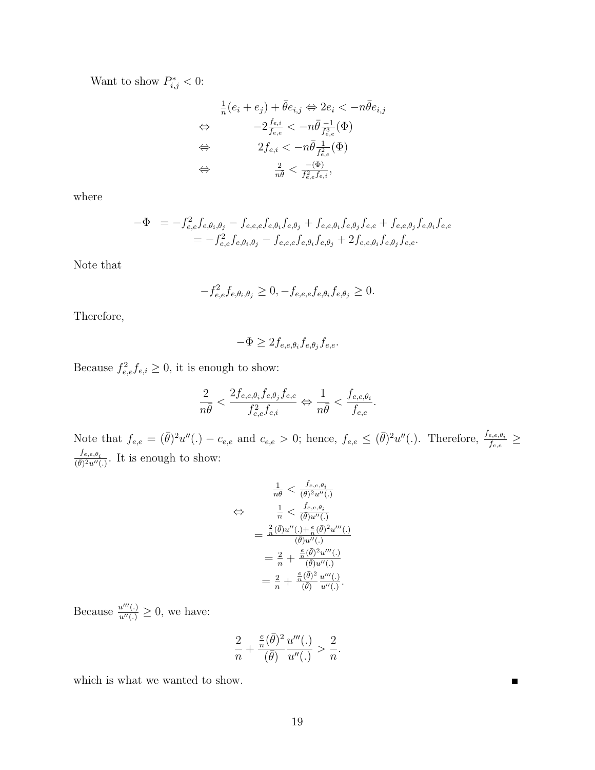Want to show $P^*_{i,j} < 0$:

$$
\begin{aligned}
& \tfrac{1}{n}(e_i + e_j) + \bar{\theta} e_{i,j} \Leftrightarrow 2e_i < -n\bar{\theta} e_{i,j} \\
\Leftrightarrow \quad & -2\tfrac{f_{e,i}}{f_{e,e}} < -n\bar{\theta}\tfrac{-1}{f^3_{e,e}}(\Phi) \\
\Leftrightarrow \quad & 2f_{e,i} < -n\bar{\theta}\tfrac{1}{f^2_{e,e}}(\Phi) \\
\Leftrightarrow \quad & \tfrac{2}{n\theta} < \tfrac{-(\Phi)}{f^2_{e,e} f_{e,i}},
\end{aligned}
$$

where

$$
\begin{aligned}
-\Phi &= -f^2_{e,e} f_{e,\theta_i,\theta_j} - f_{e,e,e} f_{e,\theta_i} f_{e,\theta_j} + f_{e,e,\theta_i} f_{e,\theta_j} f_{e,e} + f_{e,e,\theta_j} f_{e,\theta_i} f_{e,e} \\
&= -f^2_{e,e} f_{e,\theta_i,\theta_j} - f_{e,e,e} f_{e,\theta_i} f_{e,\theta_j} + 2f_{e,e,\theta_i} f_{e,\theta_j} f_{e,e}.
\end{aligned}
$$

Note that

$$
-f^2_{e,e} f_{e,\theta_i,\theta_j} \geq 0, -f_{e,e,e} f_{e,\theta_i} f_{e,\theta_j} \geq 0.
$$

Therefore,

$$
-\Phi \geq 2f_{e,e,\theta_i} f_{e,\theta_j} f_{e,e}.
$$

Because $f^2_{e,e} f_{e,i} \geq 0$, it is enough to show:

$$
\frac{2}{n\bar{\theta}} < \frac{2f_{e,e,\theta_i} f_{e,\theta_j} f_{e,e}}{f^2_{e,e} f_{e,i}} \Leftrightarrow \frac{1}{n\bar{\theta}} < \frac{f_{e,e,\theta_i}}{f_{e,e}}.
$$

Note that $f_{e,e} = (\bar{\theta})^2 u''(.) - c_{e,e}$ and $c_{e,e} > 0$; hence, $f_{e,e} \leq (\bar{\theta})^2 u''(.)$. Therefore, $\frac{f_{e,e,\theta_i}}{f_{e,e}} \geq \frac{f_{e,e,\theta_i}}{(\bar{\theta})^2 u''(.)}$. It is enough to show:

$$
\begin{aligned}
& \tfrac{1}{n\theta} < \tfrac{f_{e,e,\theta_i}}{(\theta)^2 u''(.)} \\
\Leftrightarrow \quad & \tfrac{1}{n} < \tfrac{f_{e,e,\theta_i}}{(\theta) u''(.)} \\
& = \tfrac{\frac{2}{n}(\bar{\theta})u''(.) + \frac{e}{n}(\bar{\theta})^2 u'''(.)}{(\theta)u''(.)} \\
& = \tfrac{2}{n} + \tfrac{\frac{e}{n}(\bar{\theta})^2 u'''(.)}{(\theta)u''(.)} \\
& = \tfrac{2}{n} + \tfrac{\frac{e}{n}(\bar{\theta})^2}{(\theta)} \tfrac{u'''(.)}{u''(.)}.
\end{aligned}
$$

Because $\frac{u'''(.)}{u''(.)} \geq 0$, we have:

$$
\frac{2}{n} + \frac{\frac{e}{n}(\bar{\theta})^2}{(\bar{\theta})} \frac{u'''(.)}{u''(.)} > \frac{2}{n}.
$$

which is what we wanted to show. ∎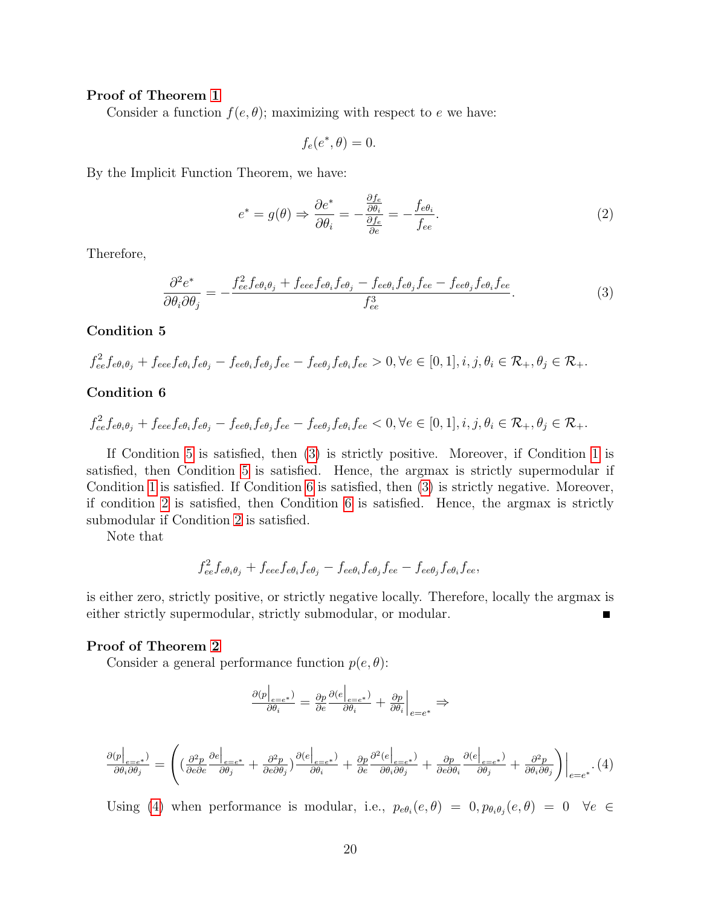**Proof of Theorem 1**

Consider a function $f(e, \theta)$; maximizing with respect to $e$ we have:

$$f_e(e^*, \theta) = 0.$$

By the Implicit Function Theorem, we have:

$$e^* = g(\theta) \Rightarrow \frac{\partial e^*}{\partial \theta_i} = -\frac{\frac{\partial f_e}{\partial \theta_i}}{\frac{\partial f_e}{\partial e}} = -\frac{f_{e\theta_i}}{f_{ee}}. \tag{2}$$

Therefore,

$$\frac{\partial^2 e^*}{\partial \theta_i \partial \theta_j} = -\frac{f_{ee}^2 f_{e\theta_i\theta_j} + f_{eee} f_{e\theta_i} f_{e\theta_j} - f_{ee\theta_i} f_{e\theta_j} f_{ee} - f_{ee\theta_j} f_{e\theta_i} f_{ee}}{f_{ee}^3}. \tag{3}$$

**Condition 5**

$$f_{ee}^2 f_{e\theta_i\theta_j} + f_{eee} f_{e\theta_i} f_{e\theta_j} - f_{ee\theta_i} f_{e\theta_j} f_{ee} - f_{ee\theta_j} f_{e\theta_i} f_{ee} > 0, \forall e \in [0,1], i, j, \theta_i \in \mathcal{R}_+, \theta_j \in \mathcal{R}_+.$$

**Condition 6**

$$f_{ee}^2 f_{e\theta_i\theta_j} + f_{eee} f_{e\theta_i} f_{e\theta_j} - f_{ee\theta_i} f_{e\theta_j} f_{ee} - f_{ee\theta_j} f_{e\theta_i} f_{ee} < 0, \forall e \in [0,1], i, j, \theta_i \in \mathcal{R}_+, \theta_j \in \mathcal{R}_+.$$

If Condition 5 is satisfied, then (3) is strictly positive. Moreover, if Condition 1 is satisfied, then Condition 5 is satisfied. Hence, the argmax is strictly supermodular if Condition 1 is satisfied. If Condition 6 is satisfied, then (3) is strictly negative. Moreover, if condition 2 is satisfied, then Condition 6 is satisfied. Hence, the argmax is strictly submodular if Condition 2 is satisfied.

Note that

$$f_{ee}^2 f_{e\theta_i\theta_j} + f_{eee} f_{e\theta_i} f_{e\theta_j} - f_{ee\theta_i} f_{e\theta_j} f_{ee} - f_{ee\theta_j} f_{e\theta_i} f_{ee},$$

is either zero, strictly positive, or strictly negative locally. Therefore, locally the argmax is either strictly supermodular, strictly submodular, or modular. ∎

**Proof of Theorem 2**

Consider a general performance function $p(e, \theta)$:

$$\frac{\partial(p\big|_{e=e^*})}{\partial \theta_i} = \frac{\partial p}{\partial e}\frac{\partial(e\big|_{e=e^*})}{\partial \theta_i} + \frac{\partial p}{\partial \theta_i}\Big|_{e=e^*} \Rightarrow$$

$$\frac{\partial(p\big|_{e=e^*})}{\partial \theta_i \partial \theta_j} = \left( \left(\frac{\partial^2 p}{\partial e \partial e}\frac{\partial e\big|_{e=e^*}}{\partial \theta_j} + \frac{\partial^2 p}{\partial e \partial \theta_j}\right)\frac{\partial(e\big|_{e=e^*})}{\partial \theta_i} + \frac{\partial p}{\partial e}\frac{\partial^2(e\big|_{e=e^*})}{\partial \theta_i \partial \theta_j} + \frac{\partial p}{\partial e \partial \theta_i}\frac{\partial(e\big|_{e=e^*})}{\partial \theta_j} + \frac{\partial^2 p}{\partial \theta_i \partial \theta_j} \right)\Bigg|_{e=e^*}. \tag{4}$$

Using (4) when performance is modular, i.e., $p_{e\theta_i}(e, \theta) = 0, p_{\theta_i\theta_j}(e, \theta) = 0 \quad \forall e \in$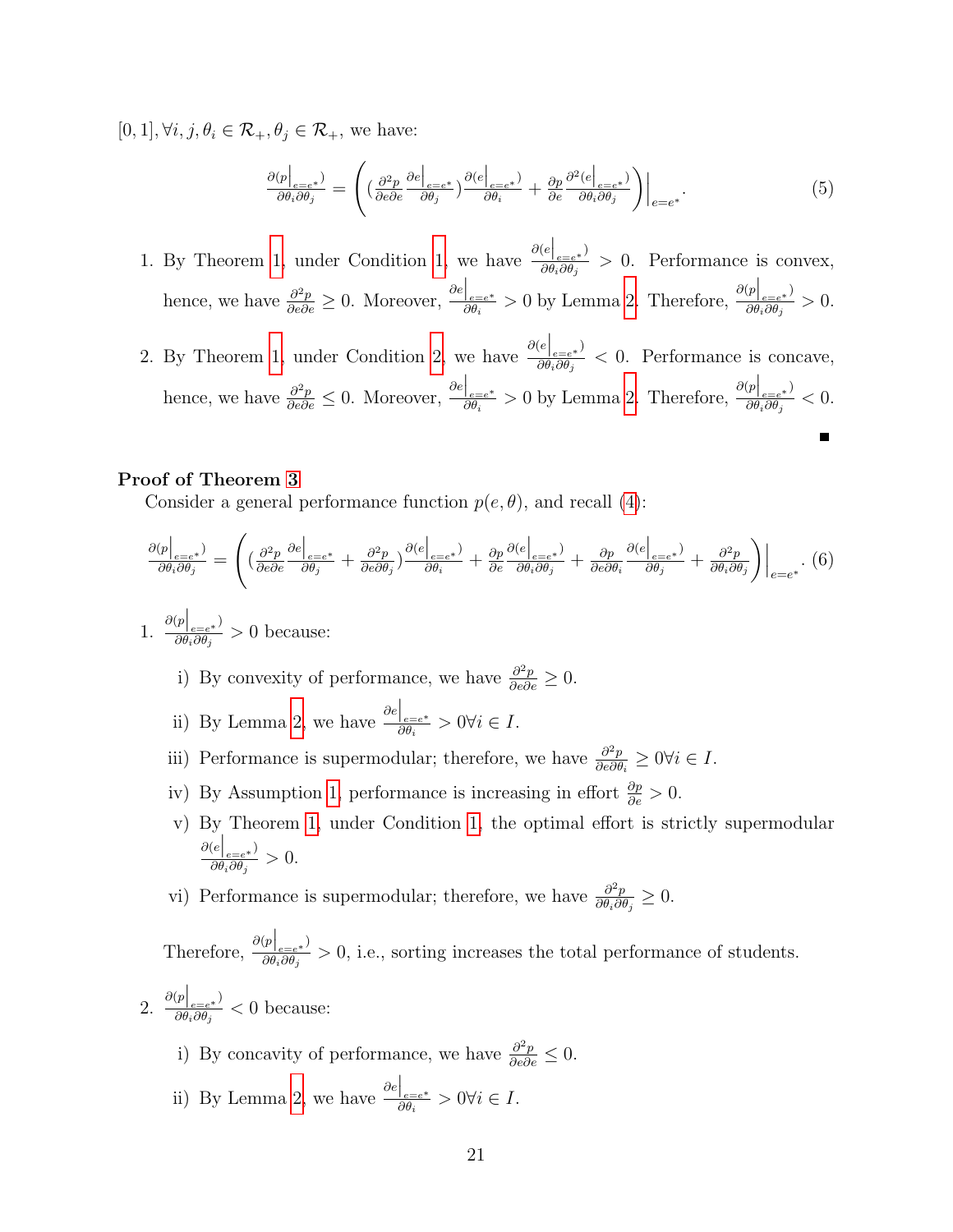$[0,1], \forall i, j, \theta_i \in \mathcal{R}_+, \theta_j \in \mathcal{R}_+$, we have:

$$\frac{\partial(p\big|_{e=e^*})}{\partial\theta_i\partial\theta_j} = \left( \left(\frac{\partial^2 p}{\partial e \partial e} \frac{\partial e\big|_{e=e^*}}{\partial\theta_j}\right) \frac{\partial(e\big|_{e=e^*})}{\partial\theta_i} + \frac{\partial p}{\partial e} \frac{\partial^2(e\big|_{e=e^*})}{\partial\theta_i\partial\theta_j} \right)\Big|_{e=e^*}. \tag{5}$$

1. By Theorem 1, under Condition 1, we have $\frac{\partial(e\big|_{e=e^*})}{\partial\theta_i\partial\theta_j} > 0$. Performance is convex, hence, we have $\frac{\partial^2 p}{\partial e \partial e} \geq 0$. Moreover, $\frac{\partial e\big|_{e=e^*}}{\partial\theta_i} > 0$ by Lemma 2. Therefore, $\frac{\partial(p\big|_{e=e^*})}{\partial\theta_i\partial\theta_j} > 0$.

2. By Theorem 1, under Condition 2, we have $\frac{\partial(e\big|_{e=e^*})}{\partial\theta_i\partial\theta_j} < 0$. Performance is concave, hence, we have $\frac{\partial^2 p}{\partial e \partial e} \leq 0$. Moreover, $\frac{\partial e\big|_{e=e^*}}{\partial\theta_i} > 0$ by Lemma 2. Therefore, $\frac{\partial(p\big|_{e=e^*})}{\partial\theta_i\partial\theta_j} < 0$.

∎

**Proof of Theorem 3**

Consider a general performance function $p(e, \theta)$, and recall (4):

$$\frac{\partial(p\big|_{e=e^*})}{\partial\theta_i\partial\theta_j} = \left( \left(\frac{\partial^2 p}{\partial e \partial e} \frac{\partial e\big|_{e=e^*}}{\partial\theta_j} + \frac{\partial^2 p}{\partial e \partial\theta_j}\right) \frac{\partial(e\big|_{e=e^*})}{\partial\theta_i} + \frac{\partial p}{\partial e} \frac{\partial(e\big|_{e=e^*})}{\partial\theta_i\partial\theta_j} + \frac{\partial p}{\partial e \partial\theta_i} \frac{\partial(e\big|_{e=e^*})}{\partial\theta_j} + \frac{\partial^2 p}{\partial\theta_i\partial\theta_j} \right)\Big|_{e=e^*}. \tag{6}$$

1. $\frac{\partial(p\big|_{e=e^*})}{\partial\theta_i\partial\theta_j} > 0$ because:

   i) By convexity of performance, we have $\frac{\partial^2 p}{\partial e \partial e} \geq 0$.

   ii) By Lemma 2, we have $\frac{\partial e\big|_{e=e^*}}{\partial\theta_i} > 0 \forall i \in I$.

   iii) Performance is supermodular; therefore, we have $\frac{\partial^2 p}{\partial e \partial\theta_i} \geq 0 \forall i \in I$.

   iv) By Assumption 1, performance is increasing in effort $\frac{\partial p}{\partial e} > 0$.

   v) By Theorem 1, under Condition 1, the optimal effort is strictly supermodular $\frac{\partial(e\big|_{e=e^*})}{\partial\theta_i\partial\theta_j} > 0$.

   vi) Performance is supermodular; therefore, we have $\frac{\partial^2 p}{\partial\theta_i\partial\theta_j} \geq 0$.

   Therefore, $\frac{\partial(p\big|_{e=e^*})}{\partial\theta_i\partial\theta_j} > 0$, i.e., sorting increases the total performance of students.

2. $\frac{\partial(p\big|_{e=e^*})}{\partial\theta_i\partial\theta_j} < 0$ because:

   i) By concavity of performance, we have $\frac{\partial^2 p}{\partial e \partial e} \leq 0$.

   ii) By Lemma 2, we have $\frac{\partial e\big|_{e=e^*}}{\partial\theta_i} > 0 \forall i \in I$.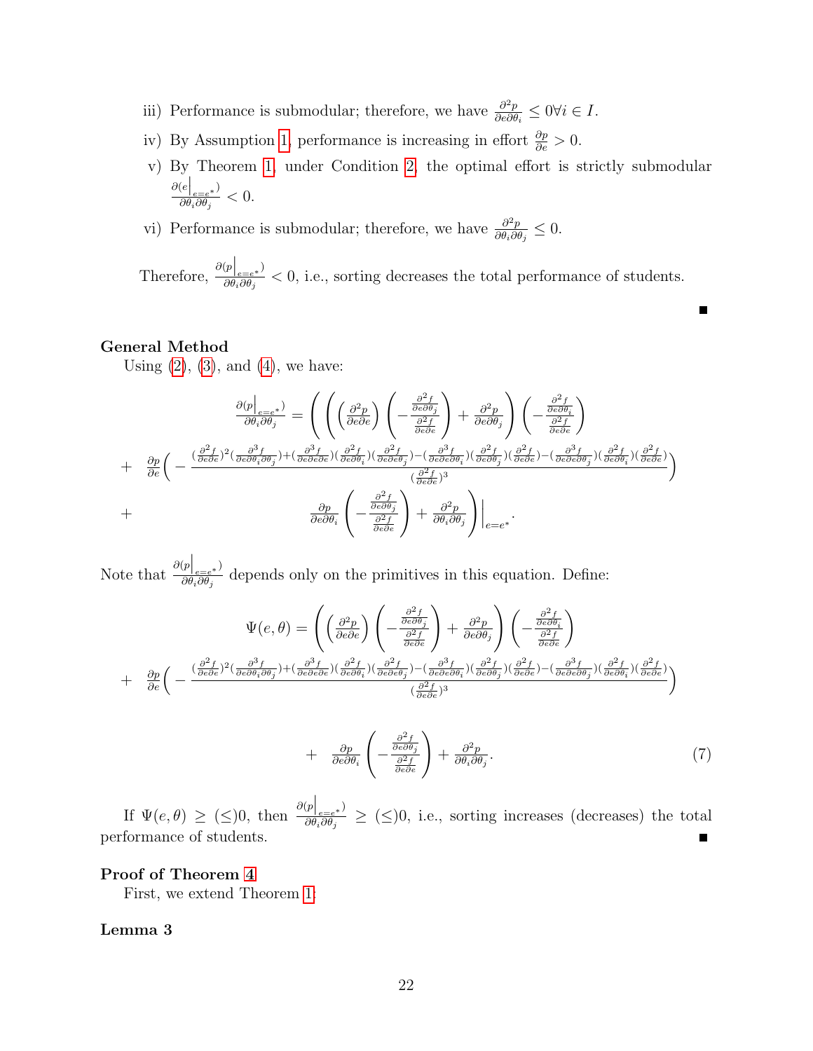iii) Performance is submodular; therefore, we have $\frac{\partial^2 p}{\partial e \partial \theta_i} \leq 0 \forall i \in I$.

iv) By Assumption 1, performance is increasing in effort $\frac{\partial p}{\partial e} > 0$.

v) By Theorem 1, under Condition 2, the optimal effort is strictly submodular $\frac{\partial (e\big|_{e=e^*})}{\partial \theta_i \partial \theta_j} < 0$.

vi) Performance is submodular; therefore, we have $\frac{\partial^2 p}{\partial \theta_i \partial \theta_j} \leq 0$.

Therefore, $\frac{\partial (p\big|_{e=e^*})}{\partial \theta_i \partial \theta_j} < 0$, i.e., sorting decreases the total performance of students.

∎

**General Method**

Using (2), (3), and (4), we have:

$$
\begin{aligned}
\frac{\partial (p\big|_{e=e^*})}{\partial \theta_i \partial \theta_j} = & \left( \left( \left( \frac{\partial^2 p}{\partial e \partial e} \right) \left( -\frac{\frac{\partial^2 f}{\partial e \partial \theta_j}}{\frac{\partial^2 f}{\partial e \partial e}} \right) + \frac{\partial^2 p}{\partial e \partial \theta_j} \right) \left( -\frac{\frac{\partial^2 f}{\partial e \partial \theta_i}}{\frac{\partial^2 f}{\partial e \partial e}} \right) \right. \\
+ \quad & \frac{\partial p}{\partial e} \Bigg( - \frac{(\frac{\partial^2 f}{\partial e \partial e})^2 (\frac{\partial^3 f}{\partial e \partial \theta_i \partial \theta_j}) + (\frac{\partial^3 f}{\partial e \partial e \partial e})(\frac{\partial^2 f}{\partial e \partial \theta_i})(\frac{\partial^2 f}{\partial e \partial \theta_j}) - (\frac{\partial^3 f}{\partial e \partial e \partial \theta_i})(\frac{\partial^2 f}{\partial e \partial \theta_j})(\frac{\partial^2 f}{\partial e \partial e}) - (\frac{\partial^3 f}{\partial e \partial e \partial \theta_j})(\frac{\partial^2 f}{\partial e \partial \theta_i})(\frac{\partial^2 f}{\partial e \partial e})}{(\frac{\partial^2 f}{\partial e \partial e})^3} \Bigg) \\
+ \quad & \left. \frac{\partial p}{\partial e \partial \theta_i} \left( -\frac{\frac{\partial^2 f}{\partial e \partial \theta_j}}{\frac{\partial^2 f}{\partial e \partial e}} \right) + \frac{\partial^2 p}{\partial \theta_i \partial \theta_j} \right) \Bigg|_{e=e^*}.
\end{aligned}
$$

Note that $\frac{\partial (p\big|_{e=e^*})}{\partial \theta_i \partial \theta_j}$ depends only on the primitives in this equation. Define:

$$
\begin{aligned}
\Psi(e, \theta) = & \left( \left( \frac{\partial^2 p}{\partial e \partial e} \right) \left( -\frac{\frac{\partial^2 f}{\partial e \partial \theta_j}}{\frac{\partial^2 f}{\partial e \partial e}} \right) + \frac{\partial^2 p}{\partial e \partial \theta_j} \right) \left( -\frac{\frac{\partial^2 f}{\partial e \partial \theta_i}}{\frac{\partial^2 f}{\partial e \partial e}} \right) \\
+ \quad & \frac{\partial p}{\partial e} \Bigg( - \frac{(\frac{\partial^2 f}{\partial e \partial e})^2 (\frac{\partial^3 f}{\partial e \partial \theta_i \partial \theta_j}) + (\frac{\partial^3 f}{\partial e \partial e \partial e})(\frac{\partial^2 f}{\partial e \partial \theta_i})(\frac{\partial^2 f}{\partial e \partial \theta_j}) - (\frac{\partial^3 f}{\partial e \partial e \partial \theta_i})(\frac{\partial^2 f}{\partial e \partial \theta_j})(\frac{\partial^2 f}{\partial e \partial e}) - (\frac{\partial^3 f}{\partial e \partial e \partial \theta_j})(\frac{\partial^2 f}{\partial e \partial \theta_i})(\frac{\partial^2 f}{\partial e \partial e})}{(\frac{\partial^2 f}{\partial e \partial e})^3} \Bigg) \\
+ \quad & \frac{\partial p}{\partial e \partial \theta_i} \left( -\frac{\frac{\partial^2 f}{\partial e \partial \theta_j}}{\frac{\partial^2 f}{\partial e \partial e}} \right) + \frac{\partial^2 p}{\partial \theta_i \partial \theta_j}.
\end{aligned} \tag{7}
$$

If $\Psi(e, \theta) \geq (\leq) 0$, then $\frac{\partial (p\big|_{e=e^*})}{\partial \theta_i \partial \theta_j} \geq (\leq) 0$, i.e., sorting increases (decreases) the total performance of students. ∎

**Proof of Theorem 4**

First, we extend Theorem 1:

**Lemma 3**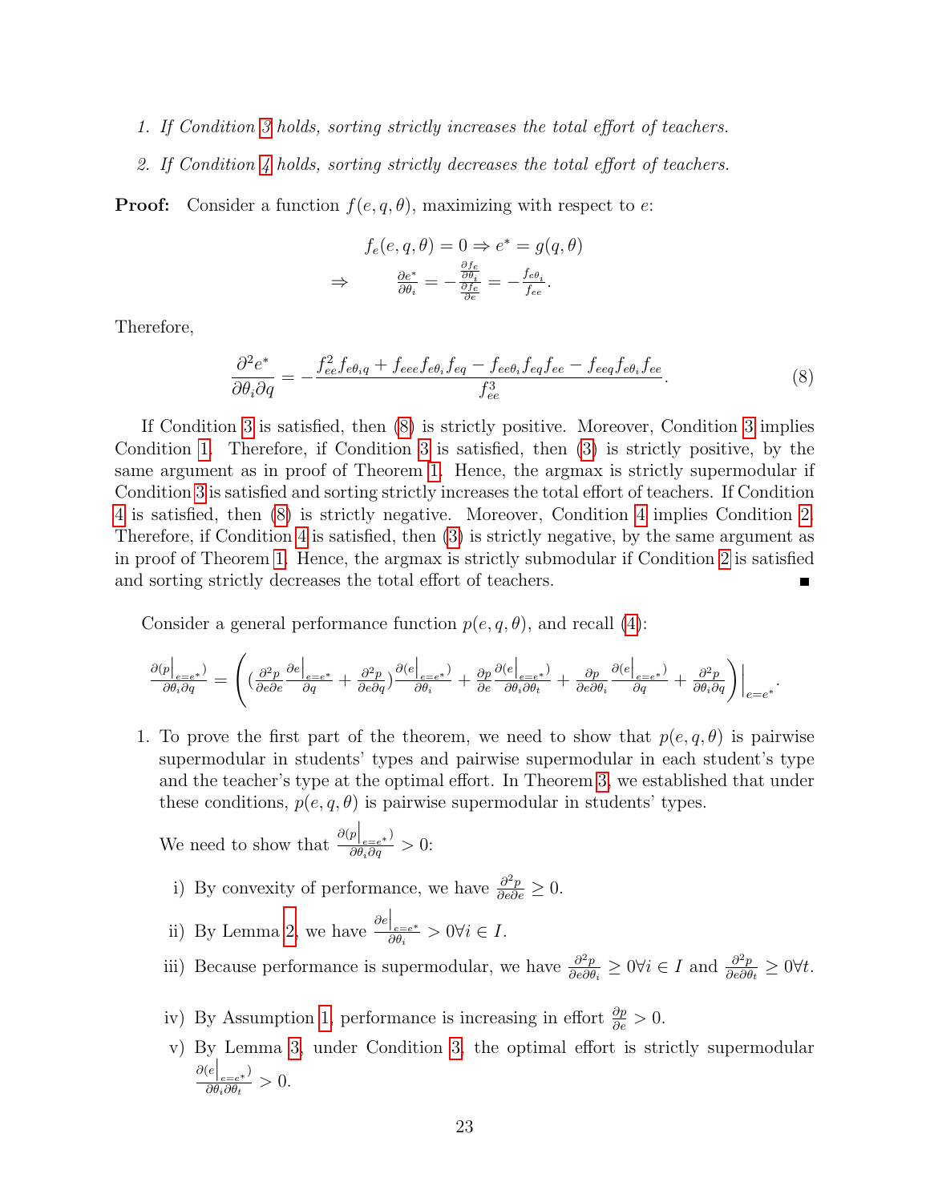1. *If Condition 3 holds, sorting strictly increases the total effort of teachers.*

2. *If Condition 4 holds, sorting strictly decreases the total effort of teachers.*

**Proof:** Consider a function $f(e, q, \theta)$, maximizing with respect to $e$:

$$f_e(e, q, \theta) = 0 \Rightarrow e^* = g(q, \theta)$$
$$\Rightarrow \qquad \frac{\partial e^*}{\partial \theta_i} = -\frac{\frac{\partial f_e}{\partial \theta_i}}{\frac{\partial f_e}{\partial e}} = -\frac{f_{e\theta_i}}{f_{ee}}.$$

Therefore,

$$\frac{\partial^2 e^*}{\partial \theta_i \partial q} = -\frac{f_{ee}^2 f_{e\theta_i q} + f_{eee} f_{e\theta_i} f_{eq} - f_{ee\theta_i} f_{eq} f_{ee} - f_{eeq} f_{e\theta_i} f_{ee}}{f_{ee}^3}. \tag{8}$$

If Condition 3 is satisfied, then (8) is strictly positive. Moreover, Condition 3 implies Condition 1. Therefore, if Condition 3 is satisfied, then (3) is strictly positive, by the same argument as in proof of Theorem 1. Hence, the argmax is strictly supermodular if Condition 3 is satisfied and sorting strictly increases the total effort of teachers. If Condition 4 is satisfied, then (8) is strictly negative. Moreover, Condition 4 implies Condition 2. Therefore, if Condition 4 is satisfied, then (3) is strictly negative, by the same argument as in proof of Theorem 1. Hence, the argmax is strictly submodular if Condition 2 is satisfied and sorting strictly decreases the total effort of teachers. ∎

Consider a general performance function $p(e, q, \theta)$, and recall (4):

$$\frac{\partial(p\big|_{e=e^*})}{\partial\theta_i \partial q} = \left( \left(\frac{\partial^2 p}{\partial e \partial e} \frac{\partial e\big|_{e=e^*}}{\partial q} + \frac{\partial^2 p}{\partial e \partial q}\right) \frac{\partial (e\big|_{e=e^*})}{\partial \theta_i} + \frac{\partial p}{\partial e} \frac{\partial (e\big|_{e=e^*})}{\partial \theta_i \partial \theta_t} + \frac{\partial p}{\partial e \partial \theta_i} \frac{\partial (e\big|_{e=e^*})}{\partial q} + \frac{\partial^2 p}{\partial \theta_i \partial q} \right)\Bigg|_{e=e^*}.$$

1. To prove the first part of the theorem, we need to show that $p(e, q, \theta)$ is pairwise supermodular in students' types and pairwise supermodular in each student's type and the teacher's type at the optimal effort. In Theorem 3, we established that under these conditions, $p(e, q, \theta)$ is pairwise supermodular in students' types.

   We need to show that $\frac{\partial(p\big|_{e=e^*})}{\partial\theta_i \partial q} > 0$:

   i) By convexity of performance, we have $\frac{\partial^2 p}{\partial e \partial e} \geq 0$.

   ii) By Lemma 2, we have $\frac{\partial e\big|_{e=e^*}}{\partial \theta_i} > 0 \forall i \in I$.

   iii) Because performance is supermodular, we have $\frac{\partial^2 p}{\partial e \partial \theta_i} \geq 0 \forall i \in I$ and $\frac{\partial^2 p}{\partial e \partial \theta_t} \geq 0 \forall t$.

   iv) By Assumption 1, performance is increasing in effort $\frac{\partial p}{\partial e} > 0$.

   v) By Lemma 3, under Condition 3, the optimal effort is strictly supermodular $\frac{\partial (e\big|_{e=e^*})}{\partial \theta_i \partial \theta_t} > 0$.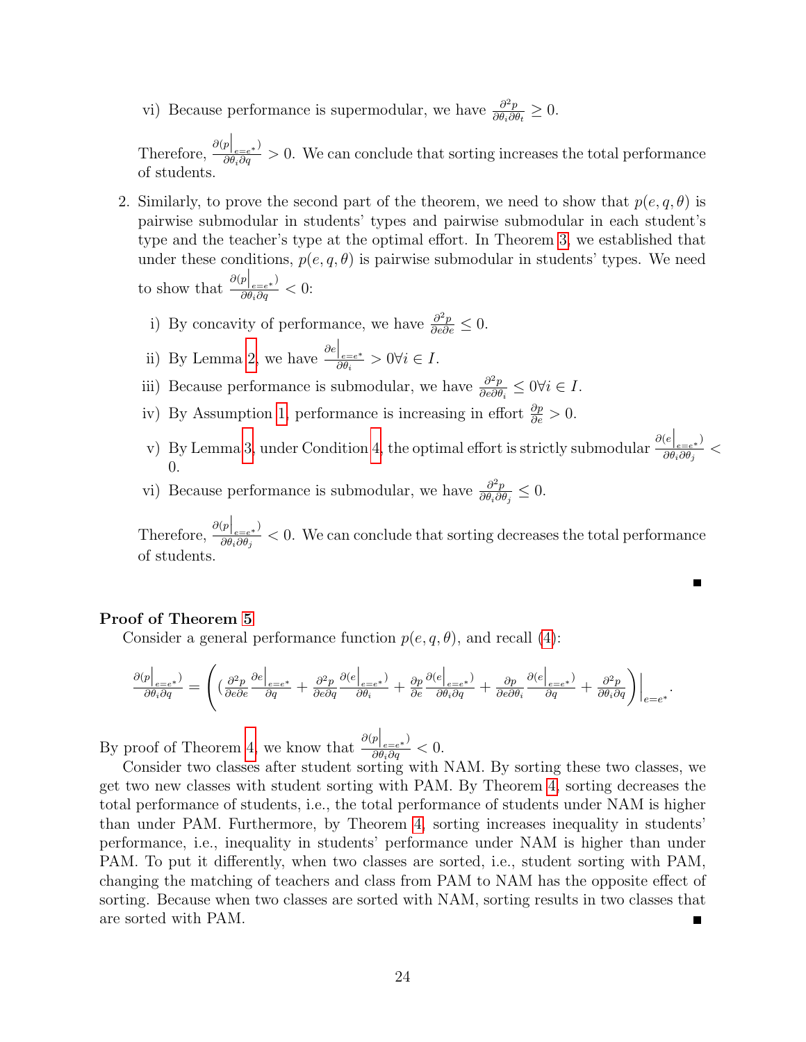vi) Because performance is supermodular, we have $\frac{\partial^2 p}{\partial \theta_i \partial \theta_t} \geq 0$.

Therefore, $\frac{\partial (p\big|_{e=e^*})}{\partial \theta_i \partial q} > 0$. We can conclude that sorting increases the total performance of students.

2. Similarly, to prove the second part of the theorem, we need to show that $p(e, q, \theta)$ is pairwise submodular in students' types and pairwise submodular in each student's type and the teacher's type at the optimal effort. In Theorem 3, we established that under these conditions, $p(e, q, \theta)$ is pairwise submodular in students' types. We need to show that $\frac{\partial (p\big|_{e=e^*})}{\partial \theta_i \partial q} < 0$:

   i) By concavity of performance, we have $\frac{\partial^2 p}{\partial e \partial e} \leq 0$.

   ii) By Lemma 2, we have $\frac{\partial e\big|_{e=e^*}}{\partial \theta_i} > 0 \forall i \in I$.

   iii) Because performance is submodular, we have $\frac{\partial^2 p}{\partial e \partial \theta_i} \leq 0 \forall i \in I$.

   iv) By Assumption 1, performance is increasing in effort $\frac{\partial p}{\partial e} > 0$.

   v) By Lemma 3, under Condition 4, the optimal effort is strictly submodular $\frac{\partial (e\big|_{e=e^*})}{\partial \theta_i \partial \theta_j} < 0$.

   vi) Because performance is submodular, we have $\frac{\partial^2 p}{\partial \theta_i \partial \theta_j} \leq 0$.

   Therefore, $\frac{\partial (p\big|_{e=e^*})}{\partial \theta_i \partial \theta_j} < 0$. We can conclude that sorting decreases the total performance of students.

■

**Proof of Theorem 5**

Consider a general performance function $p(e, q, \theta)$, and recall (4):

$$\frac{\partial (p\big|_{e=e^*})}{\partial \theta_i \partial q} = \left( \left( \frac{\partial^2 p}{\partial e \partial e} \frac{\partial e\big|_{e=e^*}}{\partial q} + \frac{\partial^2 p}{\partial e \partial q} \frac{\partial (e\big|_{e=e^*})}{\partial \theta_i} + \frac{\partial p}{\partial e} \frac{\partial (e\big|_{e=e^*})}{\partial \theta_i \partial q} + \frac{\partial p}{\partial e \partial \theta_i} \frac{\partial (e\big|_{e=e^*})}{\partial q} + \frac{\partial^2 p}{\partial \theta_i \partial q} \right) \right|_{e=e^*}.$$

By proof of Theorem 4, we know that $\frac{\partial (p\big|_{e=e^*})}{\partial \theta_i \partial q} < 0$.

Consider two classes after student sorting with NAM. By sorting these two classes, we get two new classes with student sorting with PAM. By Theorem 4, sorting decreases the total performance of students, i.e., the total performance of students under NAM is higher than under PAM. Furthermore, by Theorem 4, sorting increases inequality in students' performance, i.e., inequality in students' performance under NAM is higher than under PAM. To put it differently, when two classes are sorted, i.e., student sorting with PAM, changing the matching of teachers and class from PAM to NAM has the opposite effect of sorting. Because when two classes are sorted with NAM, sorting results in two classes that are sorted with PAM. ■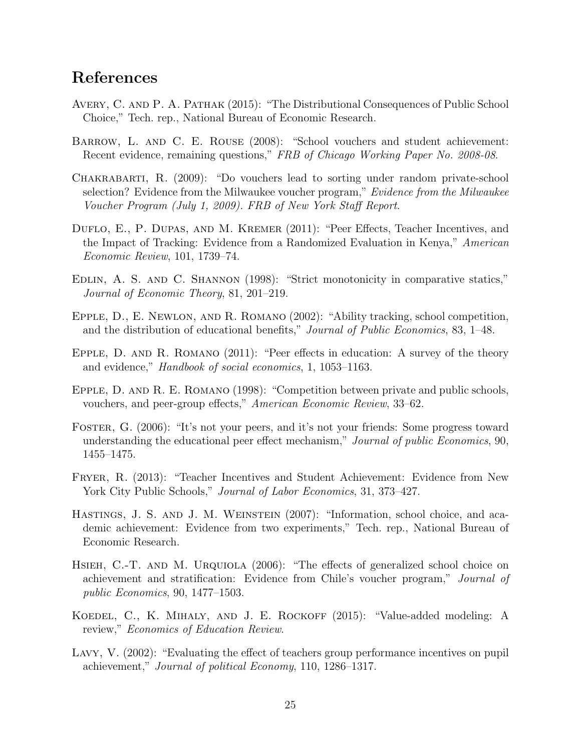## References

Avery, C. and P. A. Pathak (2015): "The Distributional Consequences of Public School Choice," Tech. rep., National Bureau of Economic Research.

Barrow, L. and C. E. Rouse (2008): "School vouchers and student achievement: Recent evidence, remaining questions," *FRB of Chicago Working Paper No. 2008-08*.

Chakrabarti, R. (2009): "Do vouchers lead to sorting under random private-school selection? Evidence from the Milwaukee voucher program," *Evidence from the Milwaukee Voucher Program (July 1, 2009). FRB of New York Staff Report*.

Duflo, E., P. Dupas, and M. Kremer (2011): "Peer Effects, Teacher Incentives, and the Impact of Tracking: Evidence from a Randomized Evaluation in Kenya," *American Economic Review*, 101, 1739–74.

Edlin, A. S. and C. Shannon (1998): "Strict monotonicity in comparative statics," *Journal of Economic Theory*, 81, 201–219.

Epple, D., E. Newlon, and R. Romano (2002): "Ability tracking, school competition, and the distribution of educational benefits," *Journal of Public Economics*, 83, 1–48.

Epple, D. and R. Romano (2011): "Peer effects in education: A survey of the theory and evidence," *Handbook of social economics*, 1, 1053–1163.

Epple, D. and R. E. Romano (1998): "Competition between private and public schools, vouchers, and peer-group effects," *American Economic Review*, 33–62.

Foster, G. (2006): "It's not your peers, and it's not your friends: Some progress toward understanding the educational peer effect mechanism," *Journal of public Economics*, 90, 1455–1475.

Fryer, R. (2013): "Teacher Incentives and Student Achievement: Evidence from New York City Public Schools," *Journal of Labor Economics*, 31, 373–427.

Hastings, J. S. and J. M. Weinstein (2007): "Information, school choice, and academic achievement: Evidence from two experiments," Tech. rep., National Bureau of Economic Research.

Hsieh, C.-T. and M. Urquiola (2006): "The effects of generalized school choice on achievement and stratification: Evidence from Chile's voucher program," *Journal of public Economics*, 90, 1477–1503.

Koedel, C., K. Mihaly, and J. E. Rockoff (2015): "Value-added modeling: A review," *Economics of Education Review*.

Lavy, V. (2002): "Evaluating the effect of teachers group performance incentives on pupil achievement," *Journal of political Economy*, 110, 1286–1317.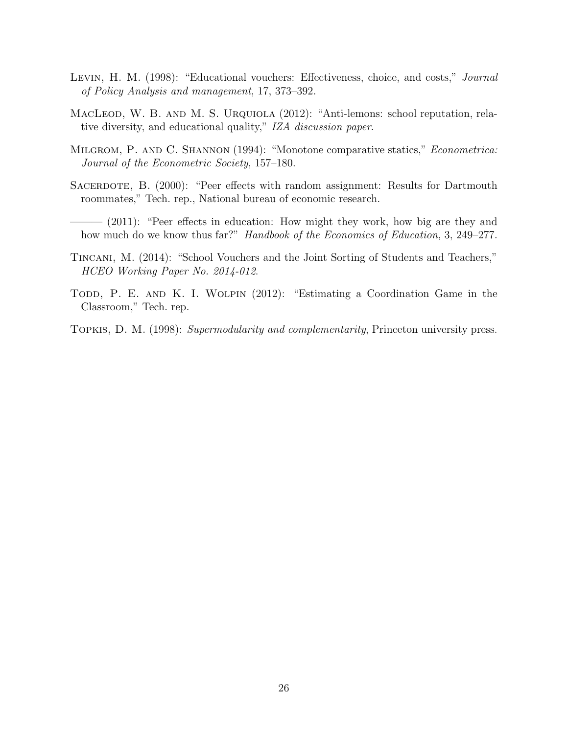Levin, H. M. (1998): "Educational vouchers: Effectiveness, choice, and costs," *Journal of Policy Analysis and management*, 17, 373–392.

MacLeod, W. B. and M. S. Urquiola (2012): "Anti-lemons: school reputation, relative diversity, and educational quality," *IZA discussion paper*.

Milgrom, P. and C. Shannon (1994): "Monotone comparative statics," *Econometrica: Journal of the Econometric Society*, 157–180.

Sacerdote, B. (2000): "Peer effects with random assignment: Results for Dartmouth roommates," Tech. rep., National bureau of economic research.

——— (2011): "Peer effects in education: How might they work, how big are they and how much do we know thus far?" *Handbook of the Economics of Education*, 3, 249–277.

Tincani, M. (2014): "School Vouchers and the Joint Sorting of Students and Teachers," *HCEO Working Paper No. 2014-012*.

Todd, P. E. and K. I. Wolpin (2012): "Estimating a Coordination Game in the Classroom," Tech. rep.

Topkis, D. M. (1998): *Supermodularity and complementarity*, Princeton university press.